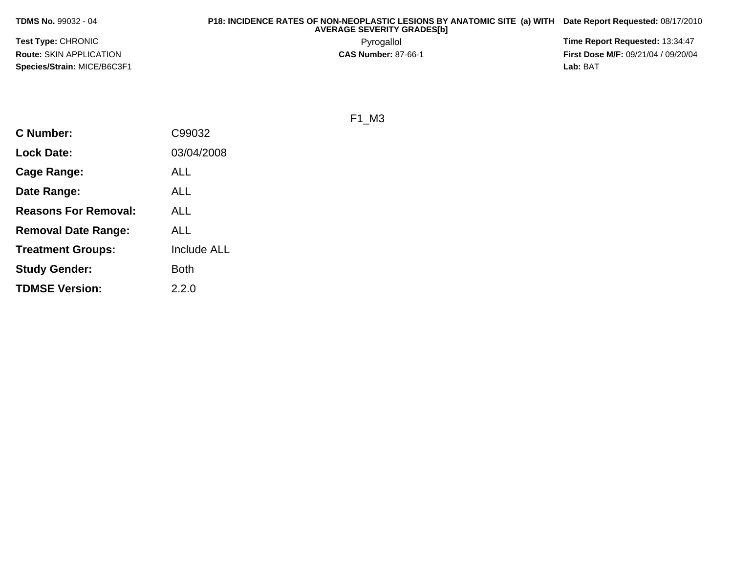**TDMS No.** 99032 - 04

**P18: INCIDENCE RATES OF NON-NEOPLASTIC LESIONS BY ANATOMIC SITE (a) WITH AVERAGE SEVERITY GRADES[b]**

**Date Report Requested:** 08/17/2010

**Test Type:** CHRONIC

Pyrogallol

**Time Report Requested:** 13:34:47

**Route:** SKIN APPLICATION

**CAS Number:** 87-66-1

**First Dose M/F:** 09/21/04 / 09/20/04

**Species/Strain:** MICE/B6C3F1

**Lab:** BAT

F1_M3

| | |
|---|---|
| **C Number:** | C99032 |
| **Lock Date:** | 03/04/2008 |
| **Cage Range:** | ALL |
| **Date Range:** | ALL |
| **Reasons For Removal:** | ALL |
| **Removal Date Range:** | ALL |
| **Treatment Groups:** | Include ALL |
| **Study Gender:** | Both |
| **TDMSE Version:** | 2.2.0 |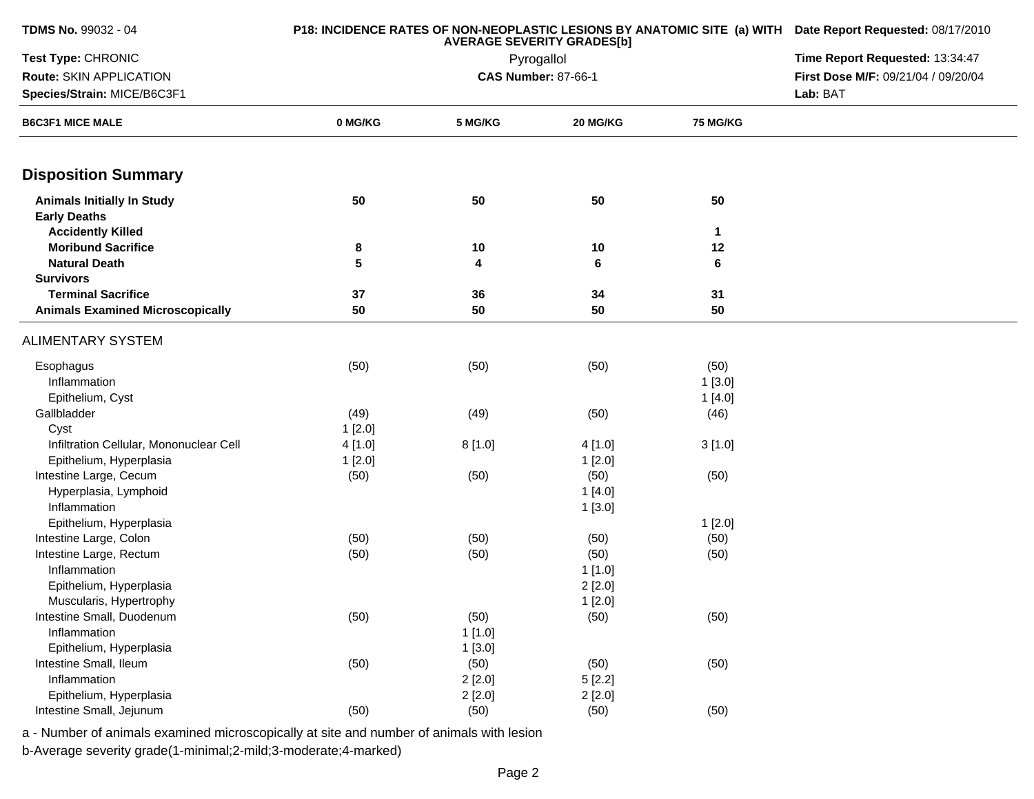| TDMS No. 99032 - 04 | P18: INCIDENCE RATES OF NON-NEOPLASTIC LESIONS BY ANATOMIC SITE (a) WITH AVERAGE SEVERITY GRADES[b] | Date Report Requested: 08/17/2010 |
|---|---|---|
| Test Type: CHRONIC | Pyrogallol | Time Report Requested: 13:34:47 |
| Route: SKIN APPLICATION | CAS Number: 87-66-1 | First Dose M/F: 09/21/04 / 09/20/04 |
| Species/Strain: MICE/B6C3F1 | | Lab: BAT |

| B6C3F1 MICE MALE | 0 MG/KG | 5 MG/KG | 20 MG/KG | 75 MG/KG |
|---|---|---|---|---|
| **Disposition Summary** | | | | |
| **Animals Initially In Study** | **50** | **50** | **50** | **50** |
| **Early Deaths** | | | | |
| **Accidently Killed** | | | | **1** |
| **Moribund Sacrifice** | **8** | **10** | **10** | **12** |
| **Natural Death** | **5** | **4** | **6** | **6** |
| **Survivors** | | | | |
| **Terminal Sacrifice** | **37** | **36** | **34** | **31** |
| **Animals Examined Microscopically** | **50** | **50** | **50** | **50** |
| ALIMENTARY SYSTEM | | | | |
| Esophagus | (50) | (50) | (50) | (50) |
| Inflammation | | | | 1 [3.0] |
| Epithelium, Cyst | | | | 1 [4.0] |
| Gallbladder | (49) | (49) | (50) | (46) |
| Cyst | 1 [2.0] | | | |
| Infiltration Cellular, Mononuclear Cell | 4 [1.0] | 8 [1.0] | 4 [1.0] | 3 [1.0] |
| Epithelium, Hyperplasia | 1 [2.0] | | 1 [2.0] | |
| Intestine Large, Cecum | (50) | (50) | (50) | (50) |
| Hyperplasia, Lymphoid | | | 1 [4.0] | |
| Inflammation | | | 1 [3.0] | |
| Epithelium, Hyperplasia | | | | 1 [2.0] |
| Intestine Large, Colon | (50) | (50) | (50) | (50) |
| Intestine Large, Rectum | (50) | (50) | (50) | (50) |
| Inflammation | | | 1 [1.0] | |
| Epithelium, Hyperplasia | | | 2 [2.0] | |
| Muscularis, Hypertrophy | | | 1 [2.0] | |
| Intestine Small, Duodenum | (50) | (50) | (50) | (50) |
| Inflammation | | 1 [1.0] | | |
| Epithelium, Hyperplasia | | 1 [3.0] | | |
| Intestine Small, Ileum | (50) | (50) | (50) | (50) |
| Inflammation | | 2 [2.0] | 5 [2.2] | |
| Epithelium, Hyperplasia | | 2 [2.0] | 2 [2.0] | |
| Intestine Small, Jejunum | (50) | (50) | (50) | (50) |

a - Number of animals examined microscopically at site and number of animals with lesion

b-Average severity grade(1-minimal;2-mild;3-moderate;4-marked)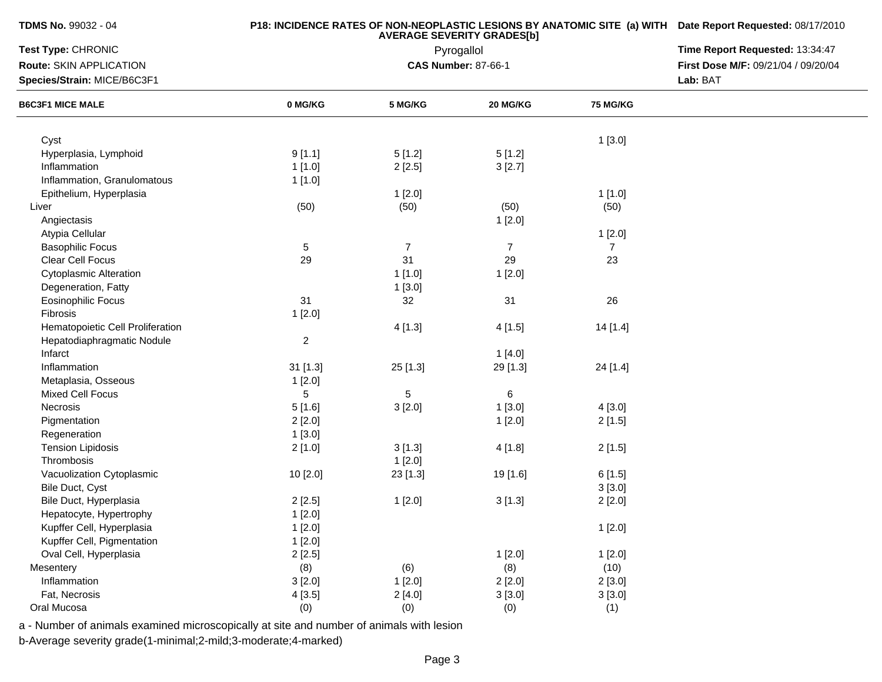**TDMS No.** 99032 - 04

**Test Type:** CHRONIC

**Route:** SKIN APPLICATION

**Species/Strain:** MICE/B6C3F1

**P18: INCIDENCE RATES OF NON-NEOPLASTIC LESIONS BY ANATOMIC SITE (a) WITH AVERAGE SEVERITY GRADES[b]**

Pyrogallol

**CAS Number:** 87-66-1

**Date Report Requested:** 08/17/2010

**Time Report Requested:** 13:34:47

**First Dose M/F:** 09/21/04 / 09/20/04

**Lab:** BAT

| B6C3F1 MICE MALE | 0 MG/KG | 5 MG/KG | 20 MG/KG | 75 MG/KG |
|---|---|---|---|---|
| Cyst | | | | 1 [3.0] |
| Hyperplasia, Lymphoid | 9 [1.1] | 5 [1.2] | 5 [1.2] | |
| Inflammation | 1 [1.0] | 2 [2.5] | 3 [2.7] | |
| Inflammation, Granulomatous | 1 [1.0] | | | |
| Epithelium, Hyperplasia | | 1 [2.0] | | 1 [1.0] |
| Liver | (50) | (50) | (50) | (50) |
| Angiectasis | | | 1 [2.0] | |
| Atypia Cellular | | | | 1 [2.0] |
| Basophilic Focus | 5 | 7 | 7 | 7 |
| Clear Cell Focus | 29 | 31 | 29 | 23 |
| Cytoplasmic Alteration | | 1 [1.0] | 1 [2.0] | |
| Degeneration, Fatty | | 1 [3.0] | | |
| Eosinophilic Focus | 31 | 32 | 31 | 26 |
| Fibrosis | 1 [2.0] | | | |
| Hematopoietic Cell Proliferation | | 4 [1.3] | 4 [1.5] | 14 [1.4] |
| Hepatodiaphragmatic Nodule | 2 | | | |
| Infarct | | | 1 [4.0] | |
| Inflammation | 31 [1.3] | 25 [1.3] | 29 [1.3] | 24 [1.4] |
| Metaplasia, Osseous | 1 [2.0] | | | |
| Mixed Cell Focus | 5 | 5 | 6 | |
| Necrosis | 5 [1.6] | 3 [2.0] | 1 [3.0] | 4 [3.0] |
| Pigmentation | 2 [2.0] | | 1 [2.0] | 2 [1.5] |
| Regeneration | 1 [3.0] | | | |
| Tension Lipidosis | 2 [1.0] | 3 [1.3] | 4 [1.8] | 2 [1.5] |
| Thrombosis | | 1 [2.0] | | |
| Vacuolization Cytoplasmic | 10 [2.0] | 23 [1.3] | 19 [1.6] | 6 [1.5] |
| Bile Duct, Cyst | | | | 3 [3.0] |
| Bile Duct, Hyperplasia | 2 [2.5] | 1 [2.0] | 3 [1.3] | 2 [2.0] |
| Hepatocyte, Hypertrophy | 1 [2.0] | | | |
| Kupffer Cell, Hyperplasia | 1 [2.0] | | | 1 [2.0] |
| Kupffer Cell, Pigmentation | 1 [2.0] | | | |
| Oval Cell, Hyperplasia | 2 [2.5] | | 1 [2.0] | 1 [2.0] |
| Mesentery | (8) | (6) | (8) | (10) |
| Inflammation | 3 [2.0] | 1 [2.0] | 2 [2.0] | 2 [3.0] |
| Fat, Necrosis | 4 [3.5] | 2 [4.0] | 3 [3.0] | 3 [3.0] |
| Oral Mucosa | (0) | (0) | (0) | (1) |

a - Number of animals examined microscopically at site and number of animals with lesion

b-Average severity grade(1-minimal;2-mild;3-moderate;4-marked)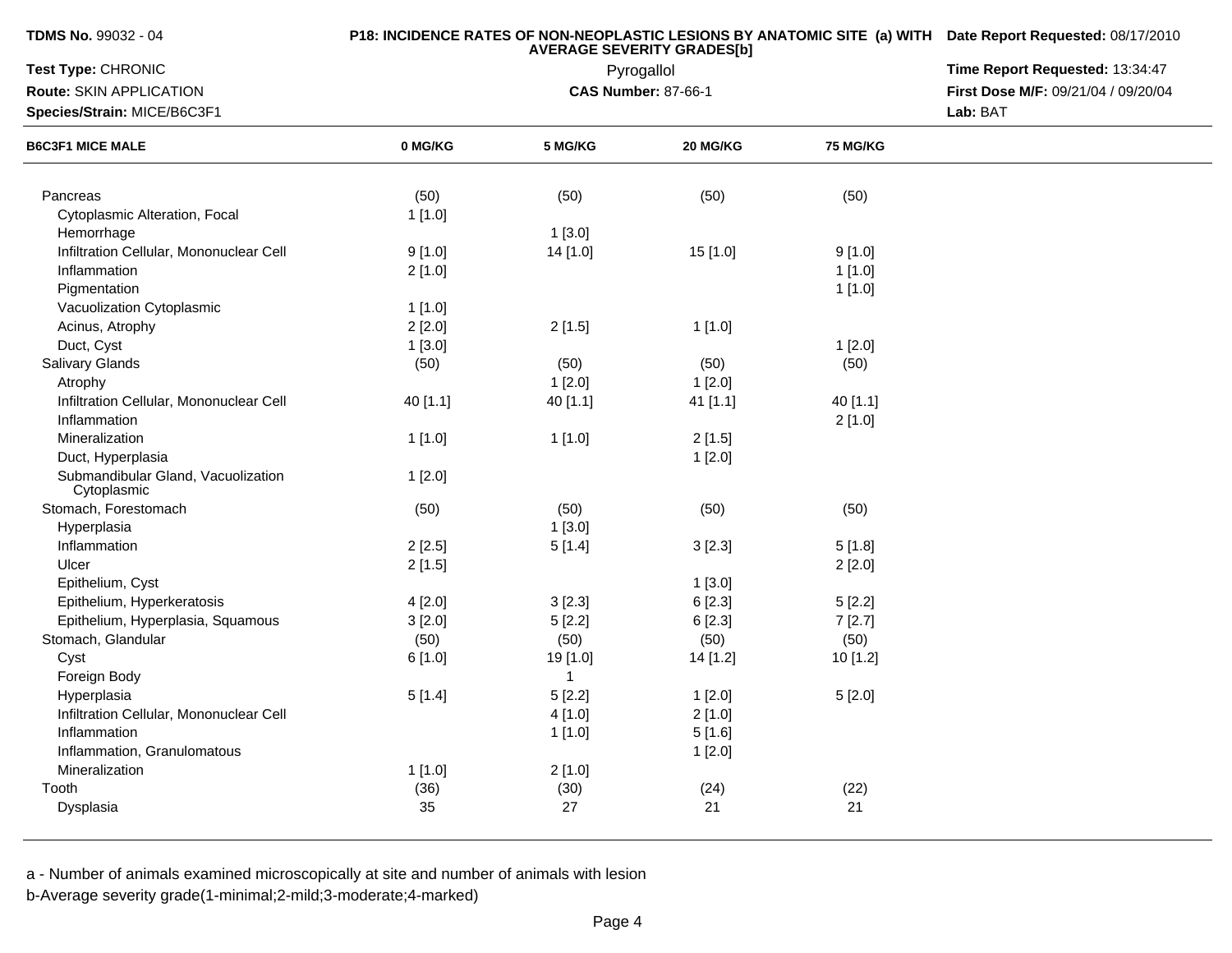**TDMS No.** 99032 - 04

**Test Type:** CHRONIC

**Route:** SKIN APPLICATION

**Species/Strain:** MICE/B6C3F1

**P18: INCIDENCE RATES OF NON-NEOPLASTIC LESIONS BY ANATOMIC SITE (a) WITH AVERAGE SEVERITY GRADES[b]**

Pyrogallol

**CAS Number:** 87-66-1

**Date Report Requested:** 08/17/2010

**Time Report Requested:** 13:34:47

**First Dose M/F:** 09/21/04 / 09/20/04

**Lab:** BAT

| B6C3F1 MICE MALE | 0 MG/KG | 5 MG/KG | 20 MG/KG | 75 MG/KG |
|---|---|---|---|---|
| Pancreas | (50) | (50) | (50) | (50) |
| Cytoplasmic Alteration, Focal | 1 [1.0] | | | |
| Hemorrhage | | 1 [3.0] | | |
| Infiltration Cellular, Mononuclear Cell | 9 [1.0] | 14 [1.0] | 15 [1.0] | 9 [1.0] |
| Inflammation | 2 [1.0] | | | 1 [1.0] |
| Pigmentation | | | | 1 [1.0] |
| Vacuolization Cytoplasmic | 1 [1.0] | | | |
| Acinus, Atrophy | 2 [2.0] | 2 [1.5] | 1 [1.0] | |
| Duct, Cyst | 1 [3.0] | | | 1 [2.0] |
| Salivary Glands | (50) | (50) | (50) | (50) |
| Atrophy | | 1 [2.0] | 1 [2.0] | |
| Infiltration Cellular, Mononuclear Cell | 40 [1.1] | 40 [1.1] | 41 [1.1] | 40 [1.1] |
| Inflammation | | | | 2 [1.0] |
| Mineralization | 1 [1.0] | 1 [1.0] | 2 [1.5] | |
| Duct, Hyperplasia | | | 1 [2.0] | |
| Submandibular Gland, Vacuolization Cytoplasmic | 1 [2.0] | | | |
| Stomach, Forestomach | (50) | (50) | (50) | (50) |
| Hyperplasia | | 1 [3.0] | | |
| Inflammation | 2 [2.5] | 5 [1.4] | 3 [2.3] | 5 [1.8] |
| Ulcer | 2 [1.5] | | | 2 [2.0] |
| Epithelium, Cyst | | | 1 [3.0] | |
| Epithelium, Hyperkeratosis | 4 [2.0] | 3 [2.3] | 6 [2.3] | 5 [2.2] |
| Epithelium, Hyperplasia, Squamous | 3 [2.0] | 5 [2.2] | 6 [2.3] | 7 [2.7] |
| Stomach, Glandular | (50) | (50) | (50) | (50) |
| Cyst | 6 [1.0] | 19 [1.0] | 14 [1.2] | 10 [1.2] |
| Foreign Body | | 1 | | |
| Hyperplasia | 5 [1.4] | 5 [2.2] | 1 [2.0] | 5 [2.0] |
| Infiltration Cellular, Mononuclear Cell | | 4 [1.0] | 2 [1.0] | |
| Inflammation | | 1 [1.0] | 5 [1.6] | |
| Inflammation, Granulomatous | | | 1 [2.0] | |
| Mineralization | 1 [1.0] | 2 [1.0] | | |
| Tooth | (36) | (30) | (24) | (22) |
| Dysplasia | 35 | 27 | 21 | 21 |

a - Number of animals examined microscopically at site and number of animals with lesion

b-Average severity grade(1-minimal;2-mild;3-moderate;4-marked)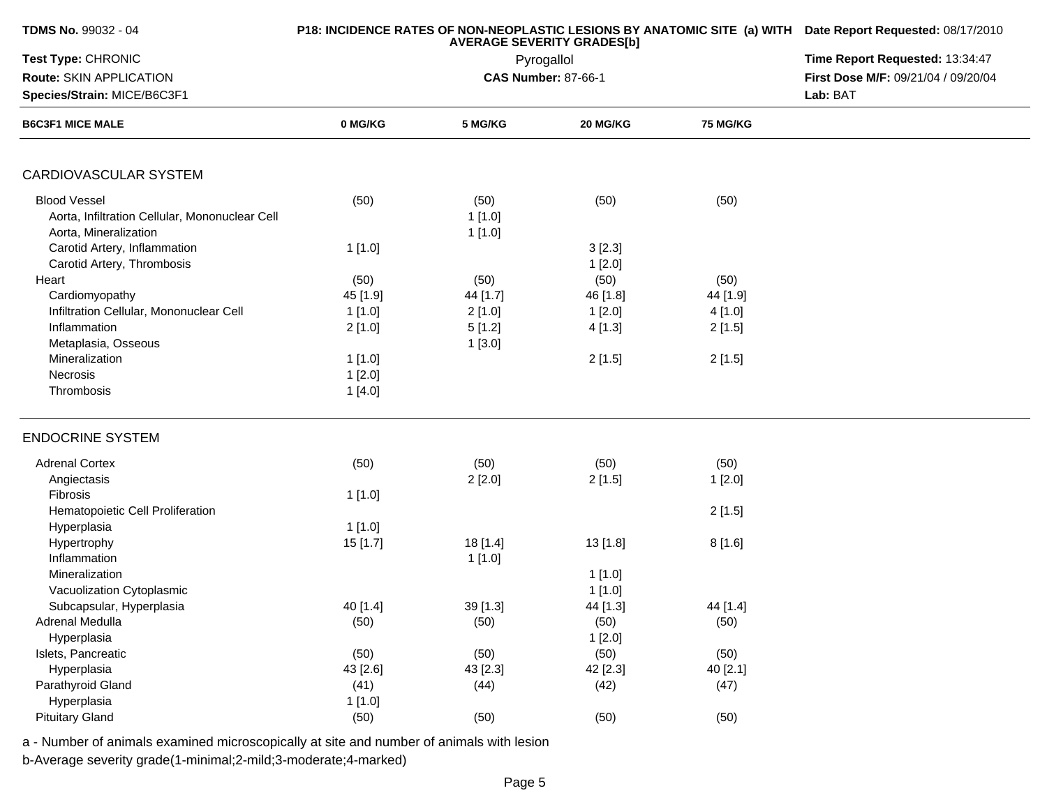**TDMS No.** 99032 - 04

**Test Type:** CHRONIC

**Route:** SKIN APPLICATION

**Species/Strain:** MICE/B6C3F1

**P18: INCIDENCE RATES OF NON-NEOPLASTIC LESIONS BY ANATOMIC SITE (a) WITH AVERAGE SEVERITY GRADES[b]**

Pyrogallol

**CAS Number:** 87-66-1

**Date Report Requested:** 08/17/2010

**Time Report Requested:** 13:34:47

**First Dose M/F:** 09/21/04 / 09/20/04

**Lab:** BAT

| B6C3F1 MICE MALE | 0 MG/KG | 5 MG/KG | 20 MG/KG | 75 MG/KG |
|---|---|---|---|---|
| **CARDIOVASCULAR SYSTEM** | | | | |
| Blood Vessel | (50) | (50) | (50) | (50) |
| Aorta, Infiltration Cellular, Mononuclear Cell | | 1 [1.0] | | |
| Aorta, Mineralization | | 1 [1.0] | | |
| Carotid Artery, Inflammation | 1 [1.0] | | 3 [2.3] | |
| Carotid Artery, Thrombosis | | | 1 [2.0] | |
| Heart | (50) | (50) | (50) | (50) |
| Cardiomyopathy | 45 [1.9] | 44 [1.7] | 46 [1.8] | 44 [1.9] |
| Infiltration Cellular, Mononuclear Cell | 1 [1.0] | 2 [1.0] | 1 [2.0] | 4 [1.0] |
| Inflammation | 2 [1.0] | 5 [1.2] | 4 [1.3] | 2 [1.5] |
| Metaplasia, Osseous | | 1 [3.0] | | |
| Mineralization | 1 [1.0] | | 2 [1.5] | 2 [1.5] |
| Necrosis | 1 [2.0] | | | |
| Thrombosis | 1 [4.0] | | | |
| **ENDOCRINE SYSTEM** | | | | |
| Adrenal Cortex | (50) | (50) | (50) | (50) |
| Angiectasis | | 2 [2.0] | 2 [1.5] | 1 [2.0] |
| Fibrosis | 1 [1.0] | | | |
| Hematopoietic Cell Proliferation | | | | 2 [1.5] |
| Hyperplasia | 1 [1.0] | | | |
| Hypertrophy | 15 [1.7] | 18 [1.4] | 13 [1.8] | 8 [1.6] |
| Inflammation | | 1 [1.0] | | |
| Mineralization | | | 1 [1.0] | |
| Vacuolization Cytoplasmic | | | 1 [1.0] | |
| Subcapsular, Hyperplasia | 40 [1.4] | 39 [1.3] | 44 [1.3] | 44 [1.4] |
| Adrenal Medulla | (50) | (50) | (50) | (50) |
| Hyperplasia | | | 1 [2.0] | |
| Islets, Pancreatic | (50) | (50) | (50) | (50) |
| Hyperplasia | 43 [2.6] | 43 [2.3] | 42 [2.3] | 40 [2.1] |
| Parathyroid Gland | (41) | (44) | (42) | (47) |
| Hyperplasia | 1 [1.0] | | | |
| Pituitary Gland | (50) | (50) | (50) | (50) |

a - Number of animals examined microscopically at site and number of animals with lesion

b-Average severity grade(1-minimal;2-mild;3-moderate;4-marked)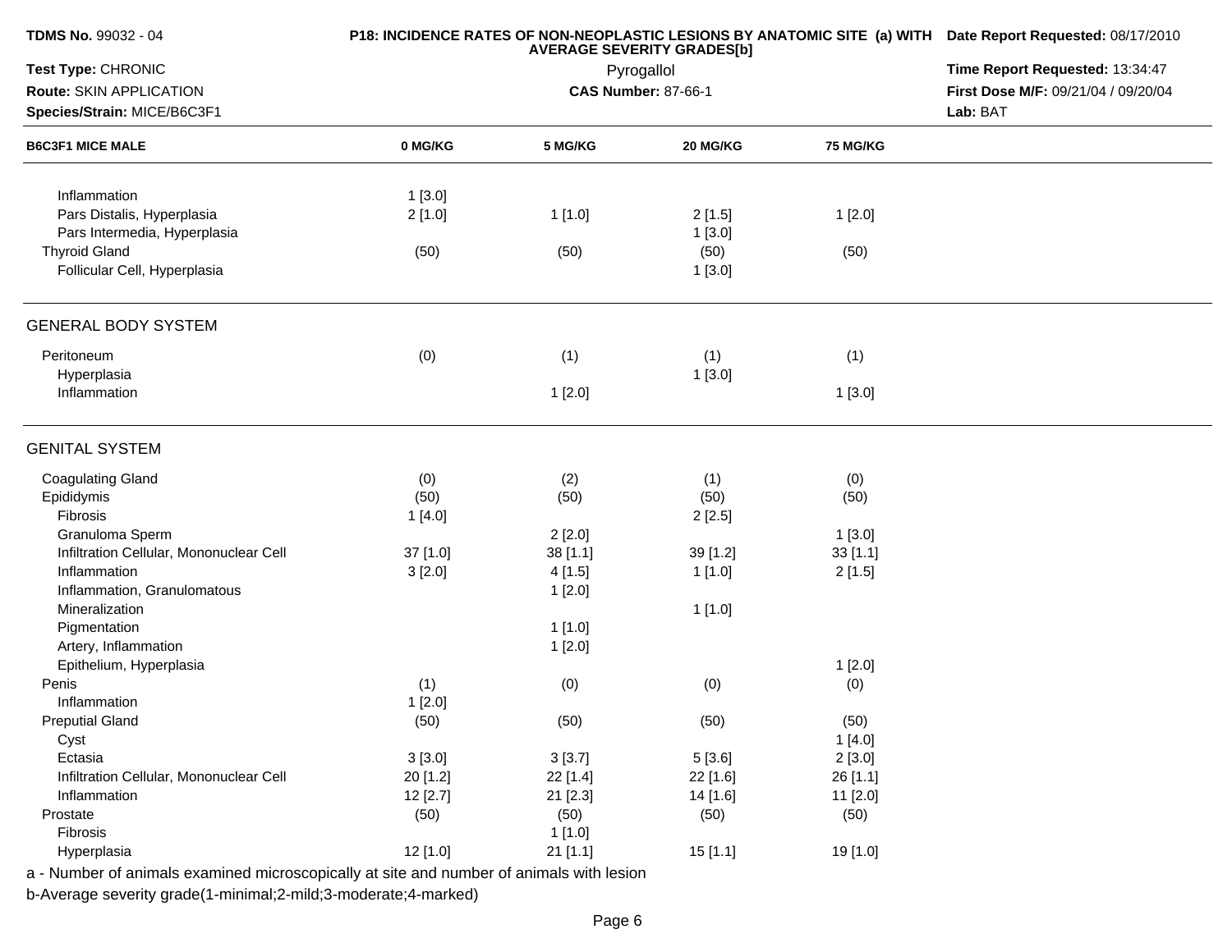**TDMS No.** 99032 - 04

**Test Type:** CHRONIC

**Route:** SKIN APPLICATION

**Species/Strain:** MICE/B6C3F1

**P18: INCIDENCE RATES OF NON-NEOPLASTIC LESIONS BY ANATOMIC SITE (a) WITH AVERAGE SEVERITY GRADES[b]**

Pyrogallol

**CAS Number:** 87-66-1

**Date Report Requested:** 08/17/2010

**Time Report Requested:** 13:34:47

**First Dose M/F:** 09/21/04 / 09/20/04

**Lab:** BAT

| B6C3F1 MICE MALE | 0 MG/KG | 5 MG/KG | 20 MG/KG | 75 MG/KG |
|---|---|---|---|---|
| Inflammation | 1 [3.0] | | | |
| Pars Distalis, Hyperplasia | 2 [1.0] | 1 [1.0] | 2 [1.5] | 1 [2.0] |
| Pars Intermedia, Hyperplasia | | | 1 [3.0] | |
| Thyroid Gland | (50) | (50) | (50) | (50) |
| Follicular Cell, Hyperplasia | | | 1 [3.0] | |
| **GENERAL BODY SYSTEM** | | | | |
| Peritoneum | (0) | (1) | (1) | (1) |
| Hyperplasia | | | 1 [3.0] | |
| Inflammation | | 1 [2.0] | | 1 [3.0] |
| **GENITAL SYSTEM** | | | | |
| Coagulating Gland | (0) | (2) | (1) | (0) |
| Epididymis | (50) | (50) | (50) | (50) |
| Fibrosis | 1 [4.0] | | 2 [2.5] | |
| Granuloma Sperm | | 2 [2.0] | | 1 [3.0] |
| Infiltration Cellular, Mononuclear Cell | 37 [1.0] | 38 [1.1] | 39 [1.2] | 33 [1.1] |
| Inflammation | 3 [2.0] | 4 [1.5] | 1 [1.0] | 2 [1.5] |
| Inflammation, Granulomatous | | 1 [2.0] | | |
| Mineralization | | | 1 [1.0] | |
| Pigmentation | | 1 [1.0] | | |
| Artery, Inflammation | | 1 [2.0] | | |
| Epithelium, Hyperplasia | | | | 1 [2.0] |
| Penis | (1) | (0) | (0) | (0) |
| Inflammation | 1 [2.0] | | | |
| Preputial Gland | (50) | (50) | (50) | (50) |
| Cyst | | | | 1 [4.0] |
| Ectasia | 3 [3.0] | 3 [3.7] | 5 [3.6] | 2 [3.0] |
| Infiltration Cellular, Mononuclear Cell | 20 [1.2] | 22 [1.4] | 22 [1.6] | 26 [1.1] |
| Inflammation | 12 [2.7] | 21 [2.3] | 14 [1.6] | 11 [2.0] |
| Prostate | (50) | (50) | (50) | (50) |
| Fibrosis | | 1 [1.0] | | |
| Hyperplasia | 12 [1.0] | 21 [1.1] | 15 [1.1] | 19 [1.0] |

a - Number of animals examined microscopically at site and number of animals with lesion

b-Average severity grade(1-minimal;2-mild;3-moderate;4-marked)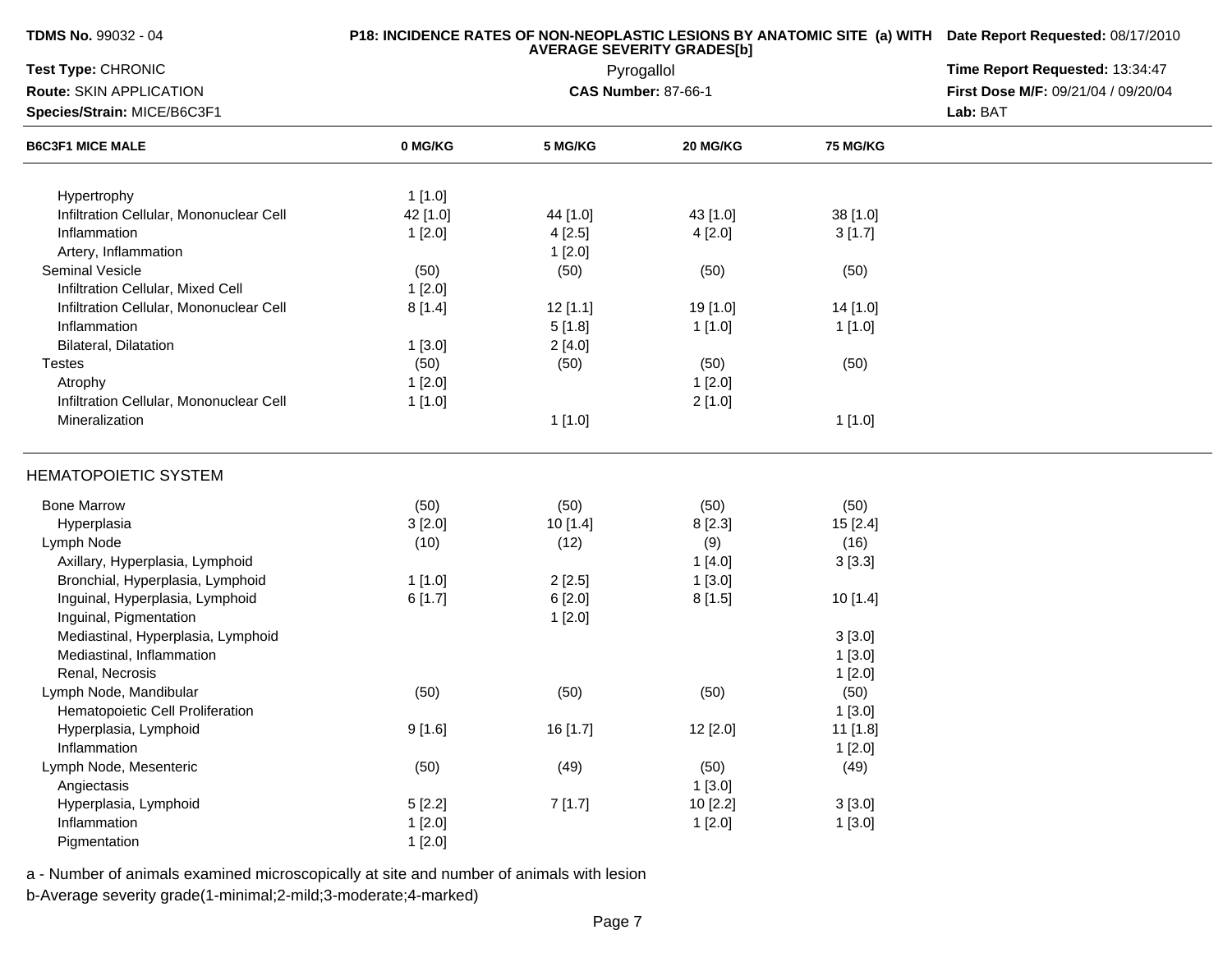**TDMS No.** 99032 - 04

**Test Type:** CHRONIC

**Route:** SKIN APPLICATION

**Species/Strain:** MICE/B6C3F1

**P18: INCIDENCE RATES OF NON-NEOPLASTIC LESIONS BY ANATOMIC SITE (a) WITH AVERAGE SEVERITY GRADES[b]**

Pyrogallol

**CAS Number:** 87-66-1

**Date Report Requested:** 08/17/2010

**Time Report Requested:** 13:34:47

**First Dose M/F:** 09/21/04 / 09/20/04

**Lab:** BAT

| B6C3F1 MICE MALE | 0 MG/KG | 5 MG/KG | 20 MG/KG | 75 MG/KG |
|---|---|---|---|---|
| Hypertrophy | 1 [1.0] | | | |
| Infiltration Cellular, Mononuclear Cell | 42 [1.0] | 44 [1.0] | 43 [1.0] | 38 [1.0] |
| Inflammation | 1 [2.0] | 4 [2.5] | 4 [2.0] | 3 [1.7] |
| Artery, Inflammation | | 1 [2.0] | | |
| Seminal Vesicle | (50) | (50) | (50) | (50) |
| Infiltration Cellular, Mixed Cell | 1 [2.0] | | | |
| Infiltration Cellular, Mononuclear Cell | 8 [1.4] | 12 [1.1] | 19 [1.0] | 14 [1.0] |
| Inflammation | | 5 [1.8] | 1 [1.0] | 1 [1.0] |
| Bilateral, Dilatation | 1 [3.0] | 2 [4.0] | | |
| Testes | (50) | (50) | (50) | (50) |
| Atrophy | 1 [2.0] | | 1 [2.0] | |
| Infiltration Cellular, Mononuclear Cell | 1 [1.0] | | 2 [1.0] | |
| Mineralization | | 1 [1.0] | | 1 [1.0] |
| **HEMATOPOIETIC SYSTEM** | | | | |
| Bone Marrow | (50) | (50) | (50) | (50) |
| Hyperplasia | 3 [2.0] | 10 [1.4] | 8 [2.3] | 15 [2.4] |
| Lymph Node | (10) | (12) | (9) | (16) |
| Axillary, Hyperplasia, Lymphoid | | | 1 [4.0] | 3 [3.3] |
| Bronchial, Hyperplasia, Lymphoid | 1 [1.0] | 2 [2.5] | 1 [3.0] | |
| Inguinal, Hyperplasia, Lymphoid | 6 [1.7] | 6 [2.0] | 8 [1.5] | 10 [1.4] |
| Inguinal, Pigmentation | | 1 [2.0] | | |
| Mediastinal, Hyperplasia, Lymphoid | | | | 3 [3.0] |
| Mediastinal, Inflammation | | | | 1 [3.0] |
| Renal, Necrosis | | | | 1 [2.0] |
| Lymph Node, Mandibular | (50) | (50) | (50) | (50) |
| Hematopoietic Cell Proliferation | | | | 1 [3.0] |
| Hyperplasia, Lymphoid | 9 [1.6] | 16 [1.7] | 12 [2.0] | 11 [1.8] |
| Inflammation | | | | 1 [2.0] |
| Lymph Node, Mesenteric | (50) | (49) | (50) | (49) |
| Angiectasis | | | 1 [3.0] | |
| Hyperplasia, Lymphoid | 5 [2.2] | 7 [1.7] | 10 [2.2] | 3 [3.0] |
| Inflammation | 1 [2.0] | | 1 [2.0] | 1 [3.0] |
| Pigmentation | 1 [2.0] | | | |

a - Number of animals examined microscopically at site and number of animals with lesion

b-Average severity grade(1-minimal;2-mild;3-moderate;4-marked)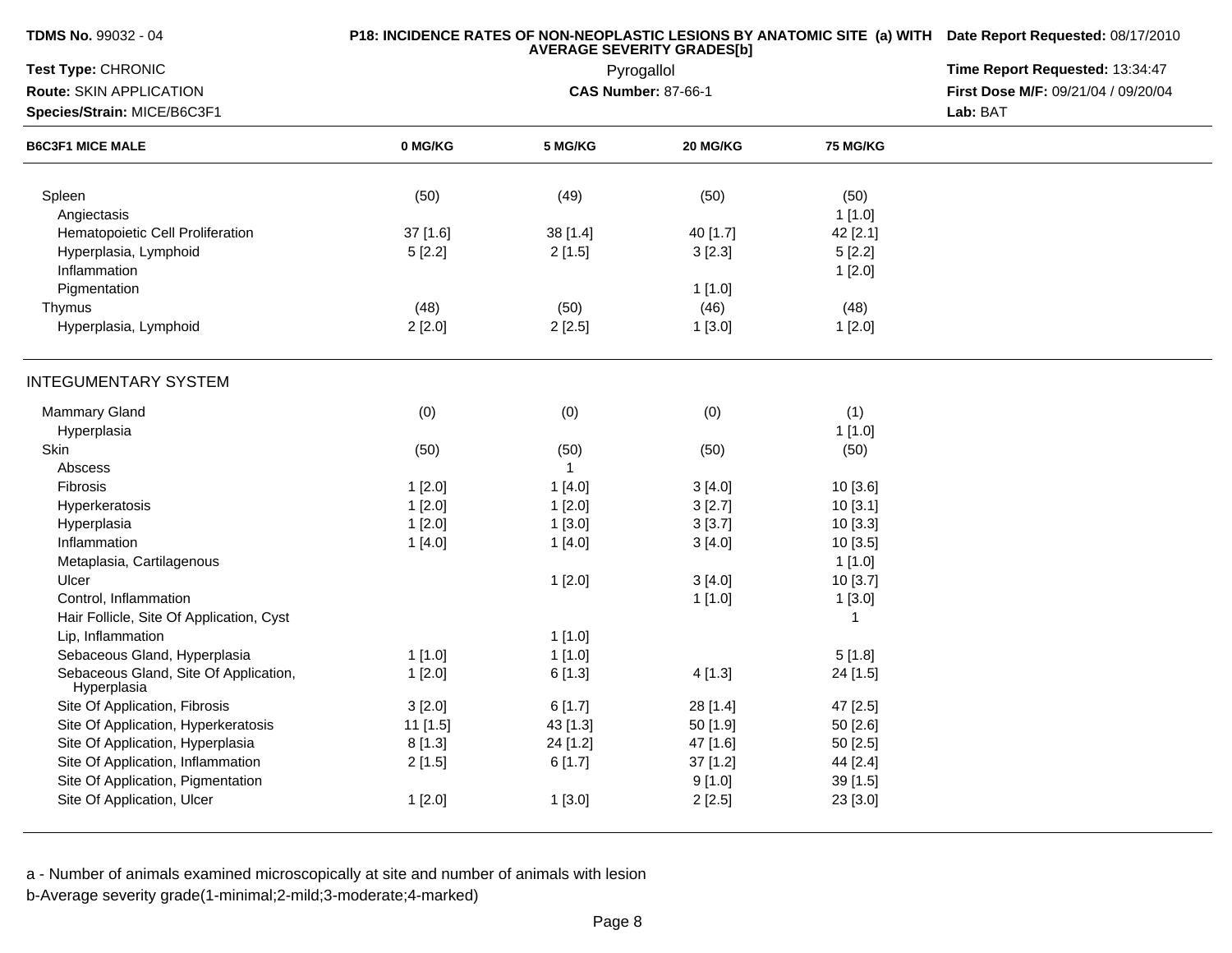**TDMS No.** 99032 - 04

**P18: INCIDENCE RATES OF NON-NEOPLASTIC LESIONS BY ANATOMIC SITE (a) WITH AVERAGE SEVERITY GRADES[b]**

**Date Report Requested:** 08/17/2010

**Test Type:** CHRONIC

Pyrogallol

**Time Report Requested:** 13:34:47

**Route:** SKIN APPLICATION

**CAS Number:** 87-66-1

**First Dose M/F:** 09/21/04 / 09/20/04

**Species/Strain:** MICE/B6C3F1

**Lab:** BAT

| B6C3F1 MICE MALE | 0 MG/KG | 5 MG/KG | 20 MG/KG | 75 MG/KG |
|---|---|---|---|---|
| Spleen | (50) | (49) | (50) | (50) |
| Angiectasis | | | | 1 [1.0] |
| Hematopoietic Cell Proliferation | 37 [1.6] | 38 [1.4] | 40 [1.7] | 42 [2.1] |
| Hyperplasia, Lymphoid | 5 [2.2] | 2 [1.5] | 3 [2.3] | 5 [2.2] |
| Inflammation | | | | 1 [2.0] |
| Pigmentation | | | 1 [1.0] | |
| Thymus | (48) | (50) | (46) | (48) |
| Hyperplasia, Lymphoid | 2 [2.0] | 2 [2.5] | 1 [3.0] | 1 [2.0] |

## INTEGUMENTARY SYSTEM

| B6C3F1 MICE MALE | 0 MG/KG | 5 MG/KG | 20 MG/KG | 75 MG/KG |
|---|---|---|---|---|
| Mammary Gland | (0) | (0) | (0) | (1) |
| Hyperplasia | | | | 1 [1.0] |
| Skin | (50) | (50) | (50) | (50) |
| Abscess | | 1 | | |
| Fibrosis | 1 [2.0] | 1 [4.0] | 3 [4.0] | 10 [3.6] |
| Hyperkeratosis | 1 [2.0] | 1 [2.0] | 3 [2.7] | 10 [3.1] |
| Hyperplasia | 1 [2.0] | 1 [3.0] | 3 [3.7] | 10 [3.3] |
| Inflammation | 1 [4.0] | 1 [4.0] | 3 [4.0] | 10 [3.5] |
| Metaplasia, Cartilagenous | | | | 1 [1.0] |
| Ulcer | | 1 [2.0] | 3 [4.0] | 10 [3.7] |
| Control, Inflammation | | | 1 [1.0] | 1 [3.0] |
| Hair Follicle, Site Of Application, Cyst | | | | 1 |
| Lip, Inflammation | | 1 [1.0] | | |
| Sebaceous Gland, Hyperplasia | 1 [1.0] | 1 [1.0] | | 5 [1.8] |
| Sebaceous Gland, Site Of Application, Hyperplasia | 1 [2.0] | 6 [1.3] | 4 [1.3] | 24 [1.5] |
| Site Of Application, Fibrosis | 3 [2.0] | 6 [1.7] | 28 [1.4] | 47 [2.5] |
| Site Of Application, Hyperkeratosis | 11 [1.5] | 43 [1.3] | 50 [1.9] | 50 [2.6] |
| Site Of Application, Hyperplasia | 8 [1.3] | 24 [1.2] | 47 [1.6] | 50 [2.5] |
| Site Of Application, Inflammation | 2 [1.5] | 6 [1.7] | 37 [1.2] | 44 [2.4] |
| Site Of Application, Pigmentation | | | 9 [1.0] | 39 [1.5] |
| Site Of Application, Ulcer | 1 [2.0] | 1 [3.0] | 2 [2.5] | 23 [3.0] |

a - Number of animals examined microscopically at site and number of animals with lesion

b-Average severity grade(1-minimal;2-mild;3-moderate;4-marked)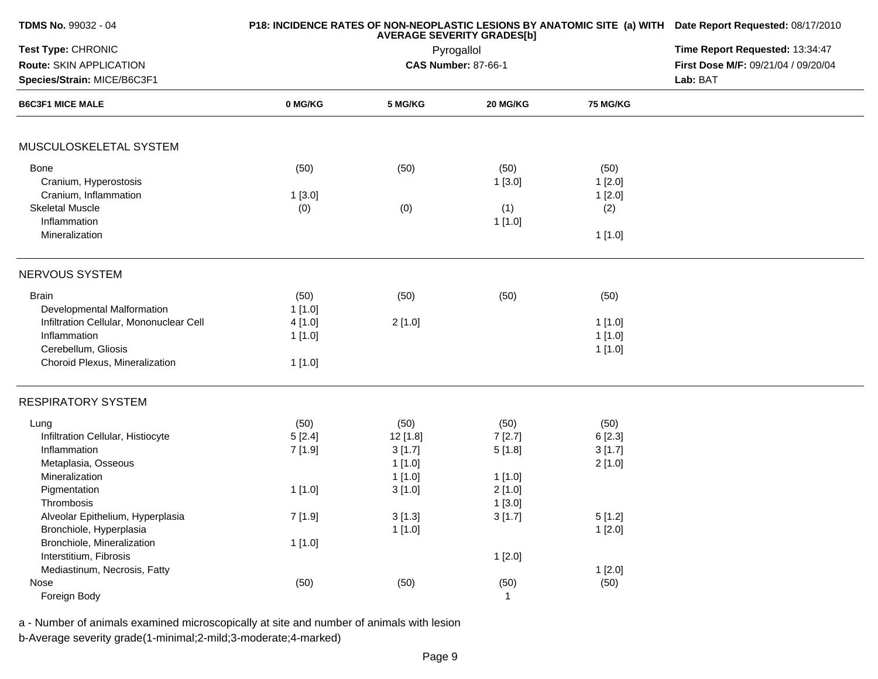TDMS No. 99032 - 04

Test Type: CHRONIC

Route: SKIN APPLICATION

Species/Strain: MICE/B6C3F1

**P18: INCIDENCE RATES OF NON-NEOPLASTIC LESIONS BY ANATOMIC SITE (a) WITH AVERAGE SEVERITY GRADES[b]**

Pyrogallol

**CAS Number:** 87-66-1

**Date Report Requested:** 08/17/2010

**Time Report Requested:** 13:34:47

**First Dose M/F:** 09/21/04 / 09/20/04

**Lab:** BAT

| B6C3F1 MICE MALE | 0 MG/KG | 5 MG/KG | 20 MG/KG | 75 MG/KG |
|---|---|---|---|---|
| **MUSCULOSKELETAL SYSTEM** | | | | |
| Bone | (50) | (50) | (50) | (50) |
| Cranium, Hyperostosis | | | 1 [3.0] | 1 [2.0] |
| Cranium, Inflammation | 1 [3.0] | | | 1 [2.0] |
| Skeletal Muscle | (0) | (0) | (1) | (2) |
| Inflammation | | | 1 [1.0] | |
| Mineralization | | | | 1 [1.0] |
| **NERVOUS SYSTEM** | | | | |
| Brain | (50) | (50) | (50) | (50) |
| Developmental Malformation | 1 [1.0] | | | |
| Infiltration Cellular, Mononuclear Cell | 4 [1.0] | 2 [1.0] | | 1 [1.0] |
| Inflammation | 1 [1.0] | | | 1 [1.0] |
| Cerebellum, Gliosis | | | | 1 [1.0] |
| Choroid Plexus, Mineralization | 1 [1.0] | | | |
| **RESPIRATORY SYSTEM** | | | | |
| Lung | (50) | (50) | (50) | (50) |
| Infiltration Cellular, Histiocyte | 5 [2.4] | 12 [1.8] | 7 [2.7] | 6 [2.3] |
| Inflammation | 7 [1.9] | 3 [1.7] | 5 [1.8] | 3 [1.7] |
| Metaplasia, Osseous | | 1 [1.0] | | 2 [1.0] |
| Mineralization | | 1 [1.0] | 1 [1.0] | |
| Pigmentation | 1 [1.0] | 3 [1.0] | 2 [1.0] | |
| Thrombosis | | | 1 [3.0] | |
| Alveolar Epithelium, Hyperplasia | 7 [1.9] | 3 [1.3] | 3 [1.7] | 5 [1.2] |
| Bronchiole, Hyperplasia | | 1 [1.0] | | 1 [2.0] |
| Bronchiole, Mineralization | 1 [1.0] | | | |
| Interstitium, Fibrosis | | | 1 [2.0] | |
| Mediastinum, Necrosis, Fatty | | | | 1 [2.0] |
| Nose | (50) | (50) | (50) | (50) |
| Foreign Body | | | 1 | |

a - Number of animals examined microscopically at site and number of animals with lesion

b-Average severity grade(1-minimal;2-mild;3-moderate;4-marked)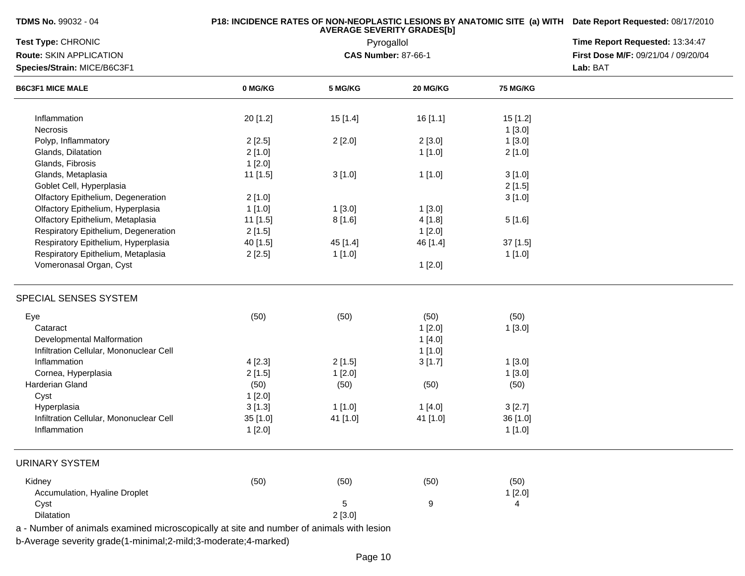**TDMS No.** 99032 - 04

**P18: INCIDENCE RATES OF NON-NEOPLASTIC LESIONS BY ANATOMIC SITE (a) WITH AVERAGE SEVERITY GRADES[b]**

Pyrogallol

**CAS Number:** 87-66-1

**Date Report Requested:** 08/17/2010

**Time Report Requested:** 13:34:47

**First Dose M/F:** 09/21/04 / 09/20/04

**Lab:** BAT

**Test Type:** CHRONIC

**Route:** SKIN APPLICATION

**Species/Strain:** MICE/B6C3F1

| B6C3F1 MICE MALE | 0 MG/KG | 5 MG/KG | 20 MG/KG | 75 MG/KG |
|---|---|---|---|---|
| Inflammation | 20 [1.2] | 15 [1.4] | 16 [1.1] | 15 [1.2] |
| Necrosis | | | | 1 [3.0] |
| Polyp, Inflammatory | 2 [2.5] | 2 [2.0] | 2 [3.0] | 1 [3.0] |
| Glands, Dilatation | 2 [1.0] | | 1 [1.0] | 2 [1.0] |
| Glands, Fibrosis | 1 [2.0] | | | |
| Glands, Metaplasia | 11 [1.5] | 3 [1.0] | 1 [1.0] | 3 [1.0] |
| Goblet Cell, Hyperplasia | | | | 2 [1.5] |
| Olfactory Epithelium, Degeneration | 2 [1.0] | | | 3 [1.0] |
| Olfactory Epithelium, Hyperplasia | 1 [1.0] | 1 [3.0] | 1 [3.0] | |
| Olfactory Epithelium, Metaplasia | 11 [1.5] | 8 [1.6] | 4 [1.8] | 5 [1.6] |
| Respiratory Epithelium, Degeneration | 2 [1.5] | | 1 [2.0] | |
| Respiratory Epithelium, Hyperplasia | 40 [1.5] | 45 [1.4] | 46 [1.4] | 37 [1.5] |
| Respiratory Epithelium, Metaplasia | 2 [2.5] | 1 [1.0] | | 1 [1.0] |
| Vomeronasal Organ, Cyst | | | 1 [2.0] | |
| **SPECIAL SENSES SYSTEM** | | | | |
| Eye | (50) | (50) | (50) | (50) |
| Cataract | | | 1 [2.0] | 1 [3.0] |
| Developmental Malformation | | | 1 [4.0] | |
| Infiltration Cellular, Mononuclear Cell | | | 1 [1.0] | |
| Inflammation | 4 [2.3] | 2 [1.5] | 3 [1.7] | 1 [3.0] |
| Cornea, Hyperplasia | 2 [1.5] | 1 [2.0] | | 1 [3.0] |
| Harderian Gland | (50) | (50) | (50) | (50) |
| Cyst | 1 [2.0] | | | |
| Hyperplasia | 3 [1.3] | 1 [1.0] | 1 [4.0] | 3 [2.7] |
| Infiltration Cellular, Mononuclear Cell | 35 [1.0] | 41 [1.0] | 41 [1.0] | 36 [1.0] |
| Inflammation | 1 [2.0] | | | 1 [1.0] |
| **URINARY SYSTEM** | | | | |
| Kidney | (50) | (50) | (50) | (50) |
| Accumulation, Hyaline Droplet | | | | 1 [2.0] |
| Cyst | | 5 | 9 | 4 |
| Dilatation | | 2 [3.0] | | |

a - Number of animals examined microscopically at site and number of animals with lesion

b-Average severity grade(1-minimal;2-mild;3-moderate;4-marked)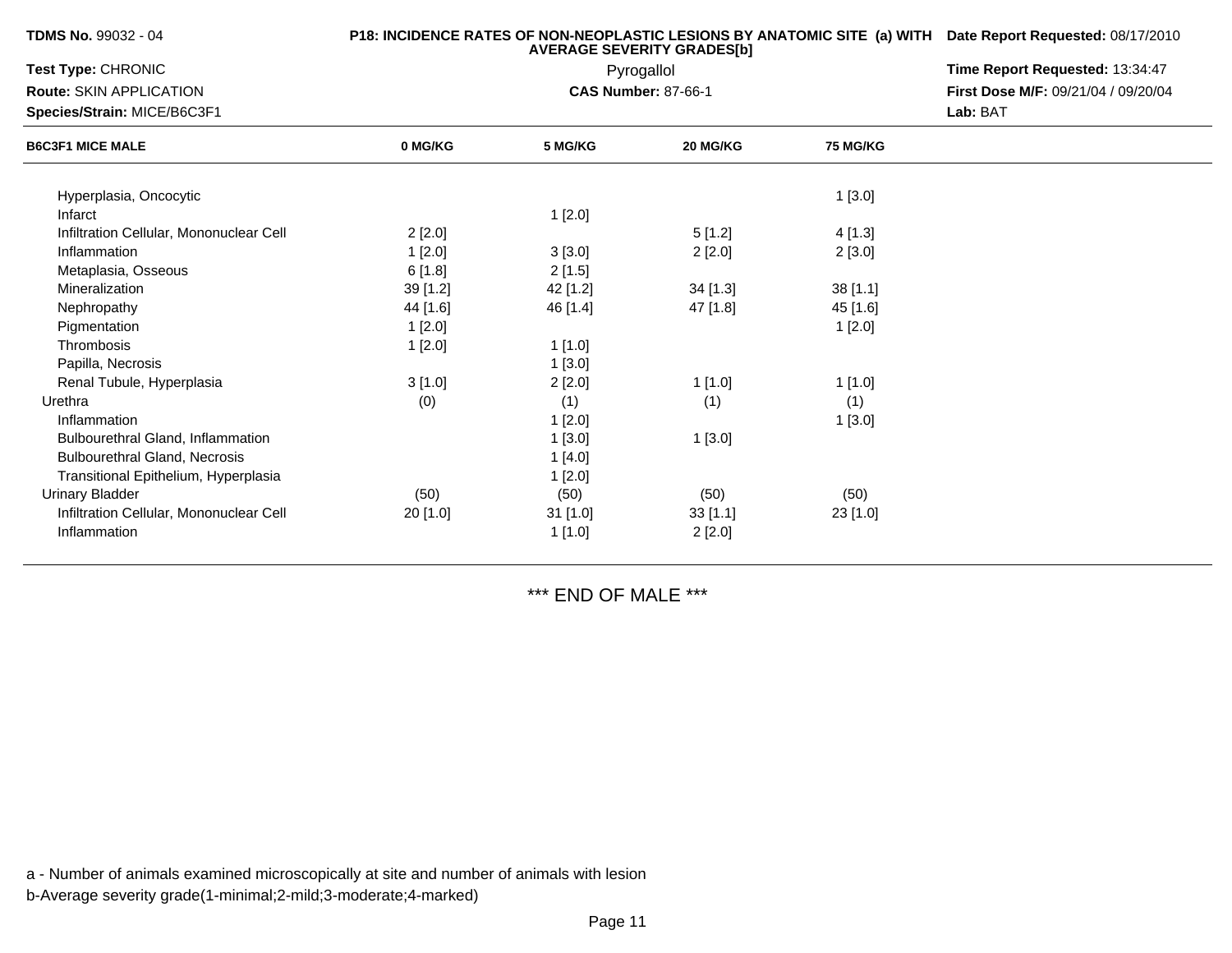**TDMS No.** 99032 - 04

**Test Type:** CHRONIC

**Route:** SKIN APPLICATION

**Species/Strain:** MICE/B6C3F1

**P18: INCIDENCE RATES OF NON-NEOPLASTIC LESIONS BY ANATOMIC SITE (a) WITH AVERAGE SEVERITY GRADES[b]**

Pyrogallol

**CAS Number:** 87-66-1

**Date Report Requested:** 08/17/2010

**Time Report Requested:** 13:34:47

**First Dose M/F:** 09/21/04 / 09/20/04

**Lab:** BAT

| B6C3F1 MICE MALE | 0 MG/KG | 5 MG/KG | 20 MG/KG | 75 MG/KG |
|---|---|---|---|---|
| Hyperplasia, Oncocytic | | | | 1 [3.0] |
| Infarct | | 1 [2.0] | | |
| Infiltration Cellular, Mononuclear Cell | 2 [2.0] | | 5 [1.2] | 4 [1.3] |
| Inflammation | 1 [2.0] | 3 [3.0] | 2 [2.0] | 2 [3.0] |
| Metaplasia, Osseous | 6 [1.8] | 2 [1.5] | | |
| Mineralization | 39 [1.2] | 42 [1.2] | 34 [1.3] | 38 [1.1] |
| Nephropathy | 44 [1.6] | 46 [1.4] | 47 [1.8] | 45 [1.6] |
| Pigmentation | 1 [2.0] | | | 1 [2.0] |
| Thrombosis | 1 [2.0] | 1 [1.0] | | |
| Papilla, Necrosis | | 1 [3.0] | | |
| Renal Tubule, Hyperplasia | 3 [1.0] | 2 [2.0] | 1 [1.0] | 1 [1.0] |
| Urethra | (0) | (1) | (1) | (1) |
| Inflammation | | 1 [2.0] | | 1 [3.0] |
| Bulbourethral Gland, Inflammation | | 1 [3.0] | 1 [3.0] | |
| Bulbourethral Gland, Necrosis | | 1 [4.0] | | |
| Transitional Epithelium, Hyperplasia | | 1 [2.0] | | |
| Urinary Bladder | (50) | (50) | (50) | (50) |
| Infiltration Cellular, Mononuclear Cell | 20 [1.0] | 31 [1.0] | 33 [1.1] | 23 [1.0] |
| Inflammation | | 1 [1.0] | 2 [2.0] | |

*** END OF MALE ***

a - Number of animals examined microscopically at site and number of animals with lesion

b-Average severity grade(1-minimal;2-mild;3-moderate;4-marked)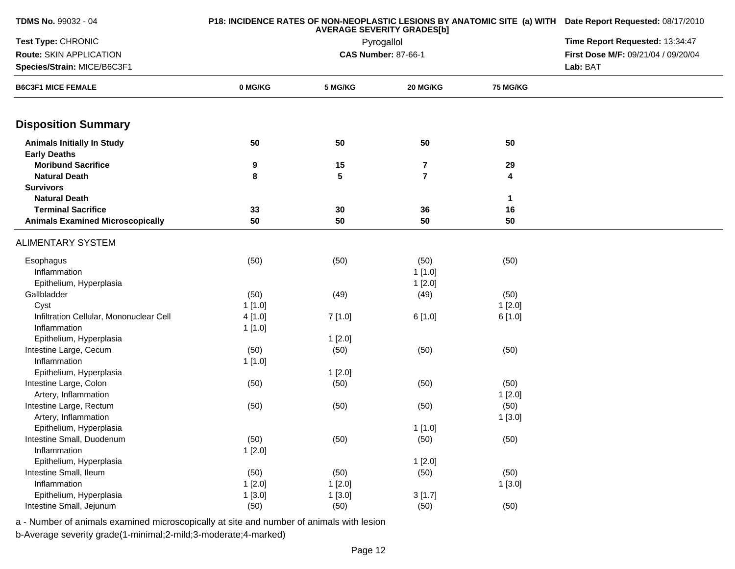**TDMS No.** 99032 - 04

**P18: INCIDENCE RATES OF NON-NEOPLASTIC LESIONS BY ANATOMIC SITE (a) WITH AVERAGE SEVERITY GRADES[b]**

**Date Report Requested:** 08/17/2010

**Test Type:** CHRONIC

Pyrogallol

**Time Report Requested:** 13:34:47

**Route:** SKIN APPLICATION

**CAS Number:** 87-66-1

**First Dose M/F:** 09/21/04 / 09/20/04

**Species/Strain:** MICE/B6C3F1

**Lab:** BAT

| B6C3F1 MICE FEMALE | 0 MG/KG | 5 MG/KG | 20 MG/KG | 75 MG/KG |
|---|---|---|---|---|
| **Disposition Summary** | | | | |
| **Animals Initially In Study** | **50** | **50** | **50** | **50** |
| **Early Deaths** | | | | |
| **Moribund Sacrifice** | **9** | **15** | **7** | **29** |
| **Natural Death** | **8** | **5** | **7** | **4** |
| **Survivors** | | | | |
| **Natural Death** | | | | **1** |
| **Terminal Sacrifice** | **33** | **30** | **36** | **16** |
| **Animals Examined Microscopically** | **50** | **50** | **50** | **50** |
| ALIMENTARY SYSTEM | | | | |
| Esophagus | (50) | (50) | (50) | (50) |
| Inflammation | | | 1 [1.0] | |
| Epithelium, Hyperplasia | | | 1 [2.0] | |
| Gallbladder | (50) | (49) | (49) | (50) |
| Cyst | 1 [1.0] | | | 1 [2.0] |
| Infiltration Cellular, Mononuclear Cell | 4 [1.0] | 7 [1.0] | 6 [1.0] | 6 [1.0] |
| Inflammation | 1 [1.0] | | | |
| Epithelium, Hyperplasia | | 1 [2.0] | | |
| Intestine Large, Cecum | (50) | (50) | (50) | (50) |
| Inflammation | 1 [1.0] | | | |
| Epithelium, Hyperplasia | | 1 [2.0] | | |
| Intestine Large, Colon | (50) | (50) | (50) | (50) |
| Artery, Inflammation | | | | 1 [2.0] |
| Intestine Large, Rectum | (50) | (50) | (50) | (50) |
| Artery, Inflammation | | | | 1 [3.0] |
| Epithelium, Hyperplasia | | | 1 [1.0] | |
| Intestine Small, Duodenum | (50) | (50) | (50) | (50) |
| Inflammation | 1 [2.0] | | | |
| Epithelium, Hyperplasia | | | 1 [2.0] | |
| Intestine Small, Ileum | (50) | (50) | (50) | (50) |
| Inflammation | 1 [2.0] | 1 [2.0] | | 1 [3.0] |
| Epithelium, Hyperplasia | 1 [3.0] | 1 [3.0] | 3 [1.7] | |
| Intestine Small, Jejunum | (50) | (50) | (50) | (50) |

a - Number of animals examined microscopically at site and number of animals with lesion

b-Average severity grade(1-minimal;2-mild;3-moderate;4-marked)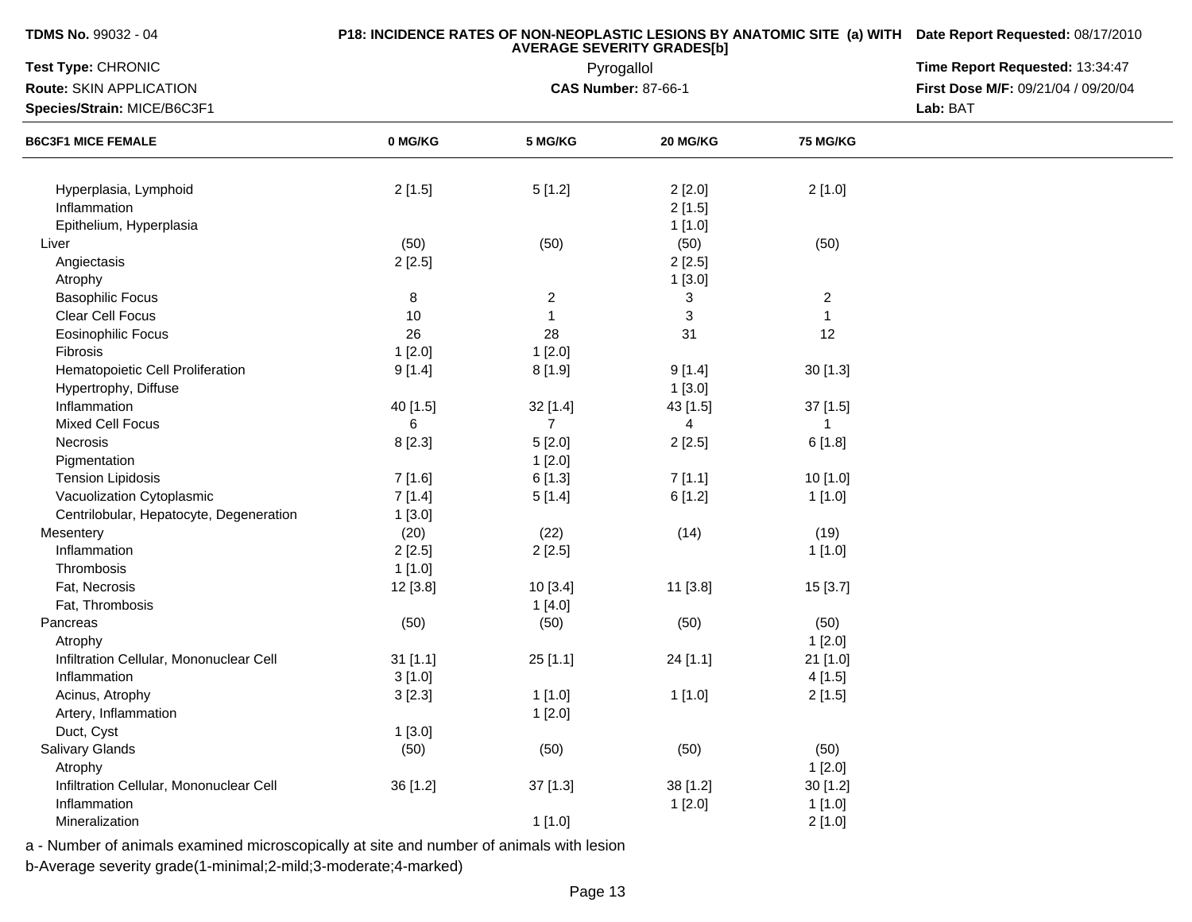**TDMS No.** 99032 - 04
**Test Type:** CHRONIC
**Route:** SKIN APPLICATION
**Species/Strain:** MICE/B6C3F1

**P18: INCIDENCE RATES OF NON-NEOPLASTIC LESIONS BY ANATOMIC SITE (a) WITH AVERAGE SEVERITY GRADES[b]**

Pyrogallol

**CAS Number:** 87-66-1

**Date Report Requested:** 08/17/2010
**Time Report Requested:** 13:34:47
**First Dose M/F:** 09/21/04 / 09/20/04
**Lab:** BAT

| B6C3F1 MICE FEMALE | 0 MG/KG | 5 MG/KG | 20 MG/KG | 75 MG/KG |
|---|---|---|---|---|
| Hyperplasia, Lymphoid | 2 [1.5] | 5 [1.2] | 2 [2.0] | 2 [1.0] |
| Inflammation | | | 2 [1.5] | |
| Epithelium, Hyperplasia | | | 1 [1.0] | |
| Liver | (50) | (50) | (50) | (50) |
| Angiectasis | 2 [2.5] | | 2 [2.5] | |
| Atrophy | | | 1 [3.0] | |
| Basophilic Focus | 8 | 2 | 3 | 2 |
| Clear Cell Focus | 10 | 1 | 3 | 1 |
| Eosinophilic Focus | 26 | 28 | 31 | 12 |
| Fibrosis | 1 [2.0] | 1 [2.0] | | |
| Hematopoietic Cell Proliferation | 9 [1.4] | 8 [1.9] | 9 [1.4] | 30 [1.3] |
| Hypertrophy, Diffuse | | | 1 [3.0] | |
| Inflammation | 40 [1.5] | 32 [1.4] | 43 [1.5] | 37 [1.5] |
| Mixed Cell Focus | 6 | 7 | 4 | 1 |
| Necrosis | 8 [2.3] | 5 [2.0] | 2 [2.5] | 6 [1.8] |
| Pigmentation | | 1 [2.0] | | |
| Tension Lipidosis | 7 [1.6] | 6 [1.3] | 7 [1.1] | 10 [1.0] |
| Vacuolization Cytoplasmic | 7 [1.4] | 5 [1.4] | 6 [1.2] | 1 [1.0] |
| Centrilobular, Hepatocyte, Degeneration | 1 [3.0] | | | |
| Mesentery | (20) | (22) | (14) | (19) |
| Inflammation | 2 [2.5] | 2 [2.5] | | 1 [1.0] |
| Thrombosis | 1 [1.0] | | | |
| Fat, Necrosis | 12 [3.8] | 10 [3.4] | 11 [3.8] | 15 [3.7] |
| Fat, Thrombosis | | 1 [4.0] | | |
| Pancreas | (50) | (50) | (50) | (50) |
| Atrophy | | | | 1 [2.0] |
| Infiltration Cellular, Mononuclear Cell | 31 [1.1] | 25 [1.1] | 24 [1.1] | 21 [1.0] |
| Inflammation | 3 [1.0] | | | 4 [1.5] |
| Acinus, Atrophy | 3 [2.3] | 1 [1.0] | 1 [1.0] | 2 [1.5] |
| Artery, Inflammation | | 1 [2.0] | | |
| Duct, Cyst | 1 [3.0] | | | |
| Salivary Glands | (50) | (50) | (50) | (50) |
| Atrophy | | | | 1 [2.0] |
| Infiltration Cellular, Mononuclear Cell | 36 [1.2] | 37 [1.3] | 38 [1.2] | 30 [1.2] |
| Inflammation | | | 1 [2.0] | 1 [1.0] |
| Mineralization | | 1 [1.0] | | 2 [1.0] |

a - Number of animals examined microscopically at site and number of animals with lesion
b-Average severity grade(1-minimal;2-mild;3-moderate;4-marked)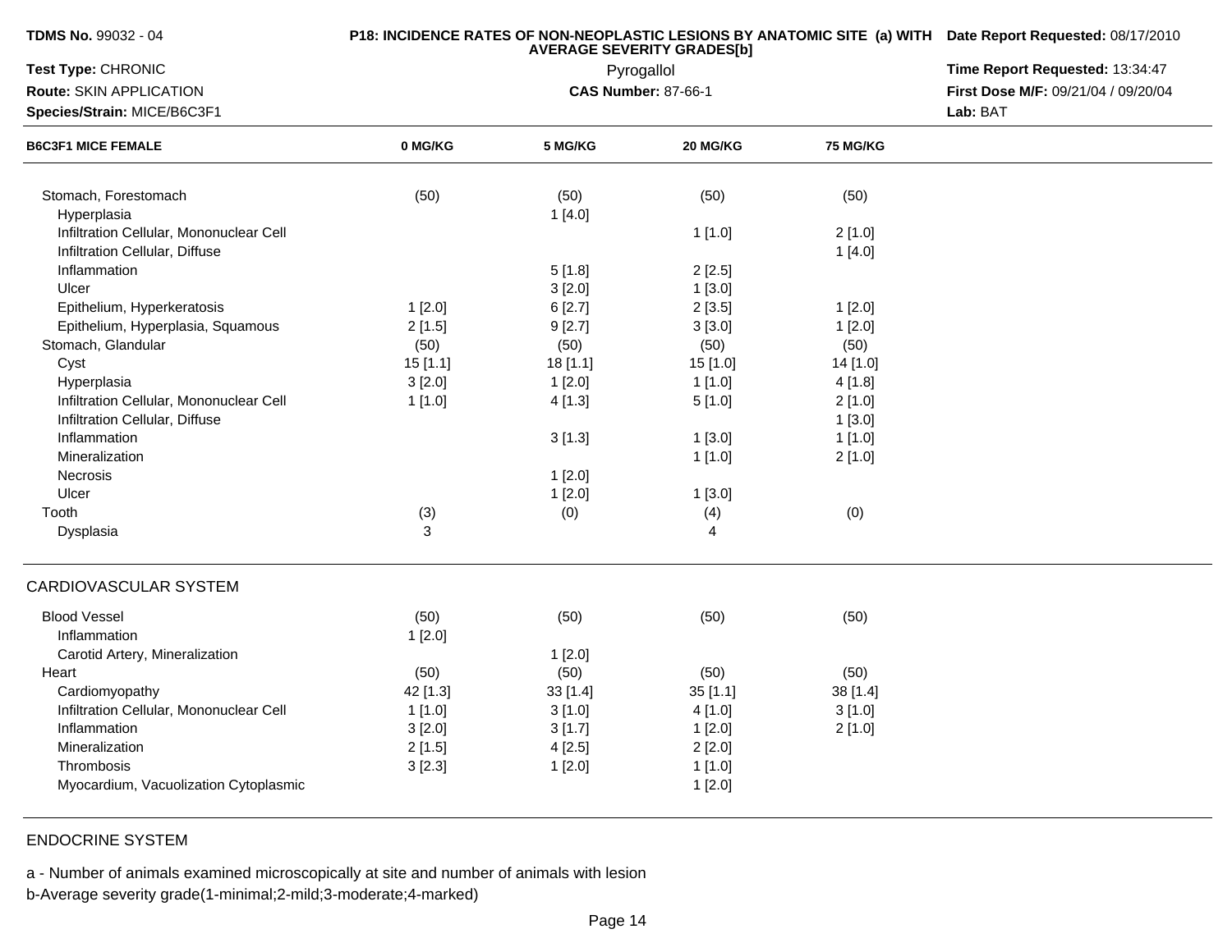**TDMS No.** 99032 - 04
**Test Type:** CHRONIC
**Route:** SKIN APPLICATION
**Species/Strain:** MICE/B6C3F1

**P18: INCIDENCE RATES OF NON-NEOPLASTIC LESIONS BY ANATOMIC SITE (a) WITH AVERAGE SEVERITY GRADES[b]**
Pyrogallol
**CAS Number:** 87-66-1

**Date Report Requested:** 08/17/2010
**Time Report Requested:** 13:34:47
**First Dose M/F:** 09/21/04 / 09/20/04
**Lab:** BAT

| B6C3F1 MICE FEMALE | 0 MG/KG | 5 MG/KG | 20 MG/KG | 75 MG/KG |
|---|---|---|---|---|
| Stomach, Forestomach | (50) | (50) | (50) | (50) |
| Hyperplasia | | 1 [4.0] | | |
| Infiltration Cellular, Mononuclear Cell | | | 1 [1.0] | 2 [1.0] |
| Infiltration Cellular, Diffuse | | | | 1 [4.0] |
| Inflammation | | 5 [1.8] | 2 [2.5] | |
| Ulcer | | 3 [2.0] | 1 [3.0] | |
| Epithelium, Hyperkeratosis | 1 [2.0] | 6 [2.7] | 2 [3.5] | 1 [2.0] |
| Epithelium, Hyperplasia, Squamous | 2 [1.5] | 9 [2.7] | 3 [3.0] | 1 [2.0] |
| Stomach, Glandular | (50) | (50) | (50) | (50) |
| Cyst | 15 [1.1] | 18 [1.1] | 15 [1.0] | 14 [1.0] |
| Hyperplasia | 3 [2.0] | 1 [2.0] | 1 [1.0] | 4 [1.8] |
| Infiltration Cellular, Mononuclear Cell | 1 [1.0] | 4 [1.3] | 5 [1.0] | 2 [1.0] |
| Infiltration Cellular, Diffuse | | | | 1 [3.0] |
| Inflammation | | 3 [1.3] | 1 [3.0] | 1 [1.0] |
| Mineralization | | | 1 [1.0] | 2 [1.0] |
| Necrosis | | 1 [2.0] | | |
| Ulcer | | 1 [2.0] | 1 [3.0] | |
| Tooth | (3) | (0) | (4) | (0) |
| Dysplasia | 3 | | 4 | |

CARDIOVASCULAR SYSTEM

| B6C3F1 MICE FEMALE | 0 MG/KG | 5 MG/KG | 20 MG/KG | 75 MG/KG |
|---|---|---|---|---|
| Blood Vessel | (50) | (50) | (50) | (50) |
| Inflammation | 1 [2.0] | | | |
| Carotid Artery, Mineralization | | 1 [2.0] | | |
| Heart | (50) | (50) | (50) | (50) |
| Cardiomyopathy | 42 [1.3] | 33 [1.4] | 35 [1.1] | 38 [1.4] |
| Infiltration Cellular, Mononuclear Cell | 1 [1.0] | 3 [1.0] | 4 [1.0] | 3 [1.0] |
| Inflammation | 3 [2.0] | 3 [1.7] | 1 [2.0] | 2 [1.0] |
| Mineralization | 2 [1.5] | 4 [2.5] | 2 [2.0] | |
| Thrombosis | 3 [2.3] | 1 [2.0] | 1 [1.0] | |
| Myocardium, Vacuolization Cytoplasmic | | | 1 [2.0] | |

ENDOCRINE SYSTEM

a - Number of animals examined microscopically at site and number of animals with lesion
b-Average severity grade(1-minimal;2-mild;3-moderate;4-marked)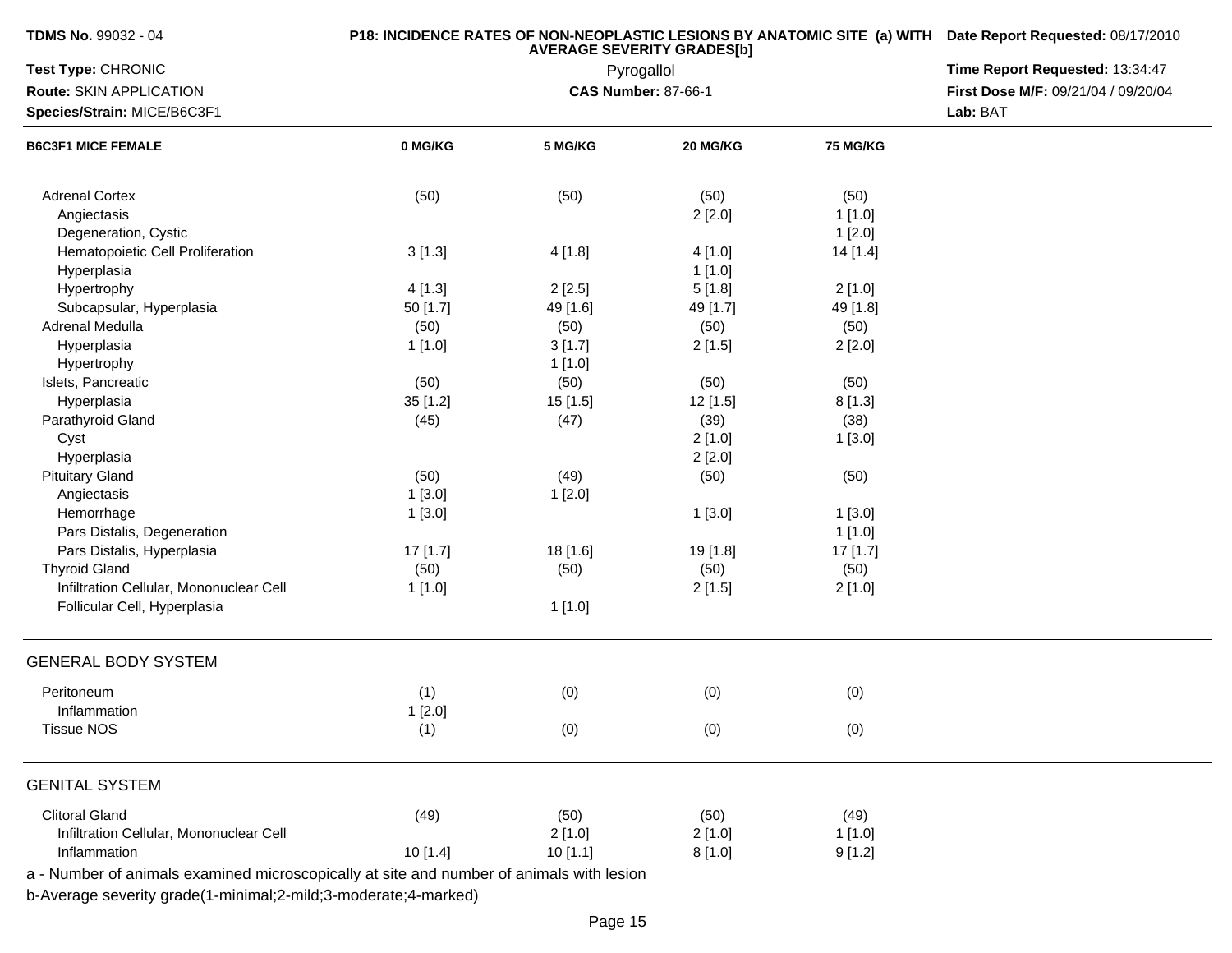**TDMS No.** 99032 - 04

**Test Type:** CHRONIC

**Route:** SKIN APPLICATION

**Species/Strain:** MICE/B6C3F1

**P18: INCIDENCE RATES OF NON-NEOPLASTIC LESIONS BY ANATOMIC SITE (a) WITH AVERAGE SEVERITY GRADES[b]**

Pyrogallol

**CAS Number:** 87-66-1

**Date Report Requested:** 08/17/2010

**Time Report Requested:** 13:34:47

**First Dose M/F:** 09/21/04 / 09/20/04

**Lab:** BAT

| B6C3F1 MICE FEMALE | 0 MG/KG | 5 MG/KG | 20 MG/KG | 75 MG/KG |
|---|---|---|---|---|
| Adrenal Cortex | (50) | (50) | (50) | (50) |
| Angiectasis | | | 2 [2.0] | 1 [1.0] |
| Degeneration, Cystic | | | | 1 [2.0] |
| Hematopoietic Cell Proliferation | 3 [1.3] | 4 [1.8] | 4 [1.0] | 14 [1.4] |
| Hyperplasia | | | 1 [1.0] | |
| Hypertrophy | 4 [1.3] | 2 [2.5] | 5 [1.8] | 2 [1.0] |
| Subcapsular, Hyperplasia | 50 [1.7] | 49 [1.6] | 49 [1.7] | 49 [1.8] |
| Adrenal Medulla | (50) | (50) | (50) | (50) |
| Hyperplasia | 1 [1.0] | 3 [1.7] | 2 [1.5] | 2 [2.0] |
| Hypertrophy | | 1 [1.0] | | |
| Islets, Pancreatic | (50) | (50) | (50) | (50) |
| Hyperplasia | 35 [1.2] | 15 [1.5] | 12 [1.5] | 8 [1.3] |
| Parathyroid Gland | (45) | (47) | (39) | (38) |
| Cyst | | | 2 [1.0] | 1 [3.0] |
| Hyperplasia | | | 2 [2.0] | |
| Pituitary Gland | (50) | (49) | (50) | (50) |
| Angiectasis | 1 [3.0] | 1 [2.0] | | |
| Hemorrhage | 1 [3.0] | | 1 [3.0] | 1 [3.0] |
| Pars Distalis, Degeneration | | | | 1 [1.0] |
| Pars Distalis, Hyperplasia | 17 [1.7] | 18 [1.6] | 19 [1.8] | 17 [1.7] |
| Thyroid Gland | (50) | (50) | (50) | (50) |
| Infiltration Cellular, Mononuclear Cell | 1 [1.0] | | 2 [1.5] | 2 [1.0] |
| Follicular Cell, Hyperplasia | | 1 [1.0] | | |
| **GENERAL BODY SYSTEM** | | | | |
| Peritoneum | (1) | (0) | (0) | (0) |
| Inflammation | 1 [2.0] | | | |
| Tissue NOS | (1) | (0) | (0) | (0) |
| **GENITAL SYSTEM** | | | | |
| Clitoral Gland | (49) | (50) | (50) | (49) |
| Infiltration Cellular, Mononuclear Cell | | 2 [1.0] | 2 [1.0] | 1 [1.0] |
| Inflammation | 10 [1.4] | 10 [1.1] | 8 [1.0] | 9 [1.2] |

a - Number of animals examined microscopically at site and number of animals with lesion

b-Average severity grade(1-minimal;2-mild;3-moderate;4-marked)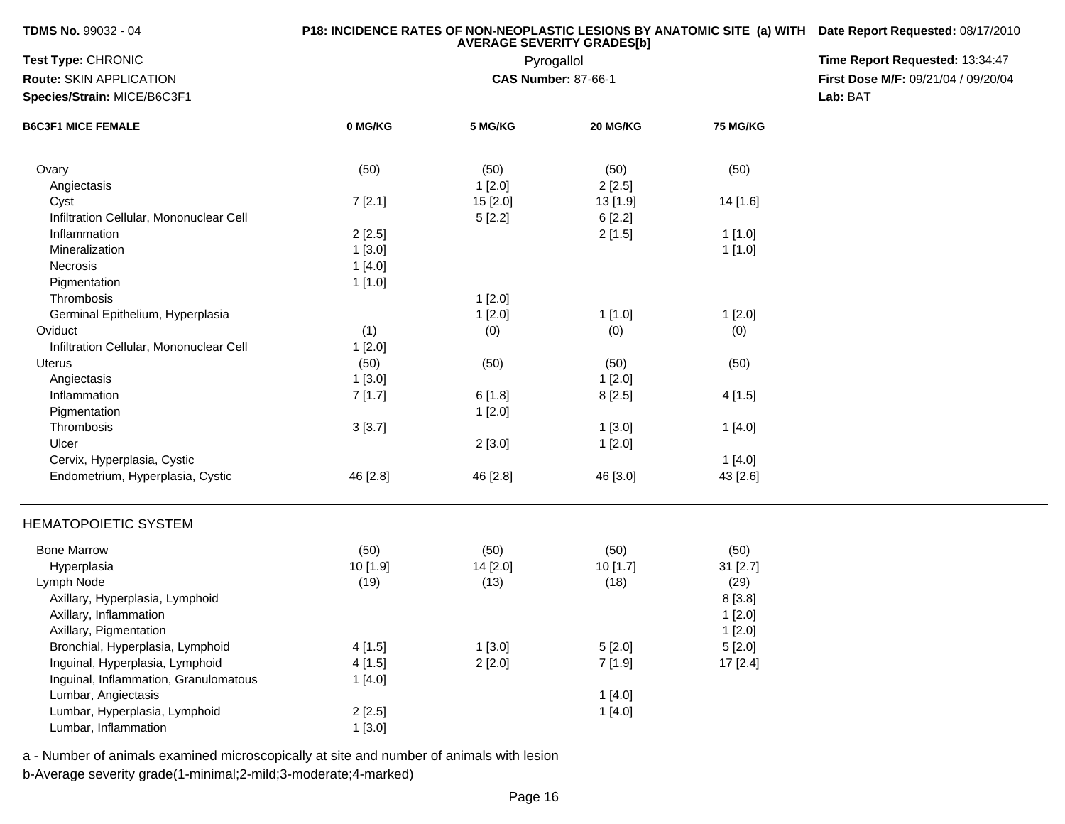**TDMS No.** 99032 - 04

**P18: INCIDENCE RATES OF NON-NEOPLASTIC LESIONS BY ANATOMIC SITE (a) WITH AVERAGE SEVERITY GRADES[b]**

**Date Report Requested:** 08/17/2010

**Test Type:** CHRONIC

Pyrogallol

**Time Report Requested:** 13:34:47

**Route:** SKIN APPLICATION

**CAS Number:** 87-66-1

**First Dose M/F:** 09/21/04 / 09/20/04

**Species/Strain:** MICE/B6C3F1

**Lab:** BAT

| B6C3F1 MICE FEMALE | 0 MG/KG | 5 MG/KG | 20 MG/KG | 75 MG/KG |
|---|---|---|---|---|
| Ovary | (50) | (50) | (50) | (50) |
| Angiectasis | | 1 [2.0] | 2 [2.5] | |
| Cyst | 7 [2.1] | 15 [2.0] | 13 [1.9] | 14 [1.6] |
| Infiltration Cellular, Mononuclear Cell | | 5 [2.2] | 6 [2.2] | |
| Inflammation | 2 [2.5] | | 2 [1.5] | 1 [1.0] |
| Mineralization | 1 [3.0] | | | 1 [1.0] |
| Necrosis | 1 [4.0] | | | |
| Pigmentation | 1 [1.0] | | | |
| Thrombosis | | 1 [2.0] | | |
| Germinal Epithelium, Hyperplasia | | 1 [2.0] | 1 [1.0] | 1 [2.0] |
| Oviduct | (1) | (0) | (0) | (0) |
| Infiltration Cellular, Mononuclear Cell | 1 [2.0] | | | |
| Uterus | (50) | (50) | (50) | (50) |
| Angiectasis | 1 [3.0] | | 1 [2.0] | |
| Inflammation | 7 [1.7] | 6 [1.8] | 8 [2.5] | 4 [1.5] |
| Pigmentation | | 1 [2.0] | | |
| Thrombosis | 3 [3.7] | | 1 [3.0] | 1 [4.0] |
| Ulcer | | 2 [3.0] | 1 [2.0] | |
| Cervix, Hyperplasia, Cystic | | | | 1 [4.0] |
| Endometrium, Hyperplasia, Cystic | 46 [2.8] | 46 [2.8] | 46 [3.0] | 43 [2.6] |

HEMATOPOIETIC SYSTEM

| B6C3F1 MICE FEMALE | 0 MG/KG | 5 MG/KG | 20 MG/KG | 75 MG/KG |
|---|---|---|---|---|
| Bone Marrow | (50) | (50) | (50) | (50) |
| Hyperplasia | 10 [1.9] | 14 [2.0] | 10 [1.7] | 31 [2.7] |
| Lymph Node | (19) | (13) | (18) | (29) |
| Axillary, Hyperplasia, Lymphoid | | | | 8 [3.8] |
| Axillary, Inflammation | | | | 1 [2.0] |
| Axillary, Pigmentation | | | | 1 [2.0] |
| Bronchial, Hyperplasia, Lymphoid | 4 [1.5] | 1 [3.0] | 5 [2.0] | 5 [2.0] |
| Inguinal, Hyperplasia, Lymphoid | 4 [1.5] | 2 [2.0] | 7 [1.9] | 17 [2.4] |
| Inguinal, Inflammation, Granulomatous | 1 [4.0] | | | |
| Lumbar, Angiectasis | | | 1 [4.0] | |
| Lumbar, Hyperplasia, Lymphoid | 2 [2.5] | | 1 [4.0] | |
| Lumbar, Inflammation | 1 [3.0] | | | |

a - Number of animals examined microscopically at site and number of animals with lesion

b-Average severity grade(1-minimal;2-mild;3-moderate;4-marked)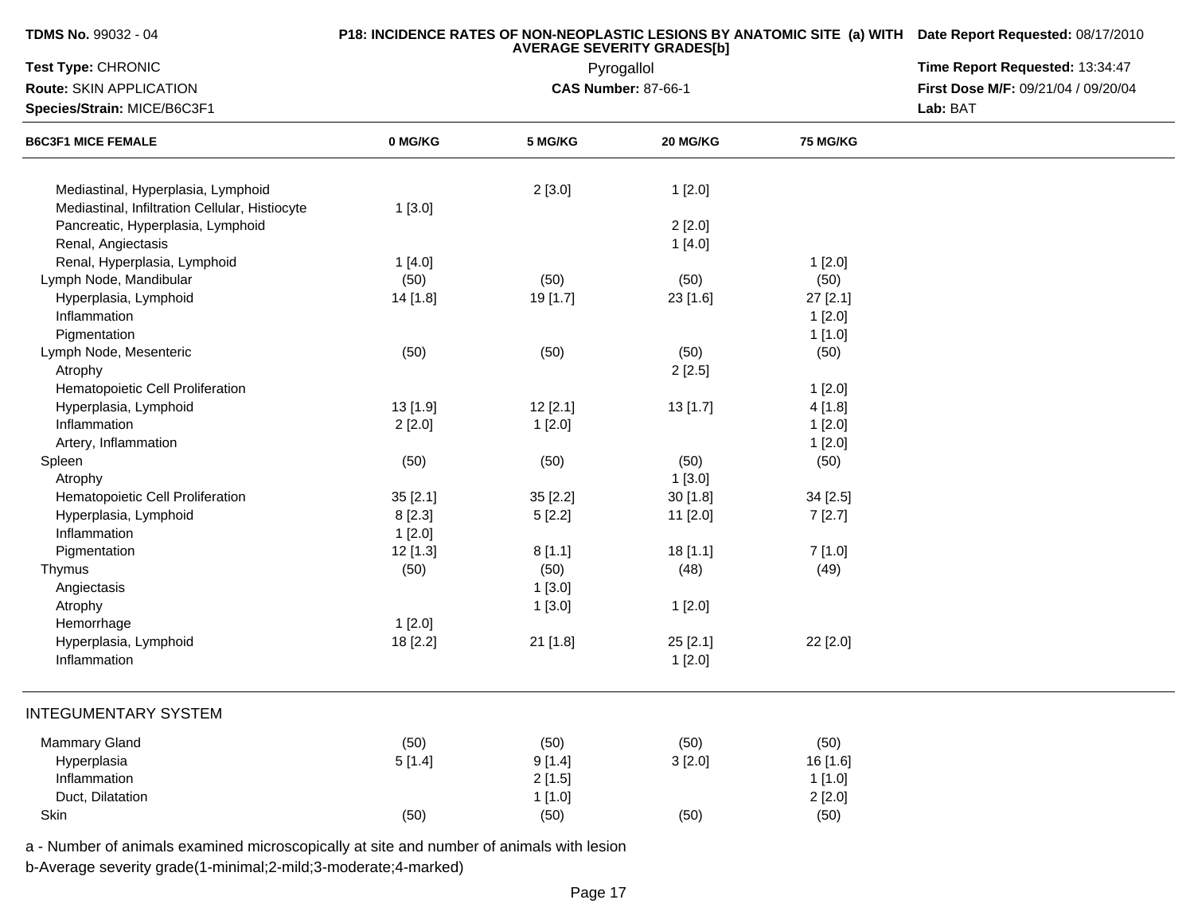**TDMS No.** 99032 - 04
**Test Type:** CHRONIC
**Route:** SKIN APPLICATION
**Species/Strain:** MICE/B6C3F1

**P18: INCIDENCE RATES OF NON-NEOPLASTIC LESIONS BY ANATOMIC SITE (a) WITH AVERAGE SEVERITY GRADES[b]**
Pyrogallol
**CAS Number:** 87-66-1

**Date Report Requested:** 08/17/2010
**Time Report Requested:** 13:34:47
**First Dose M/F:** 09/21/04 / 09/20/04
**Lab:** BAT

| B6C3F1 MICE FEMALE | 0 MG/KG | 5 MG/KG | 20 MG/KG | 75 MG/KG |
|---|---|---|---|---|
| Mediastinal, Hyperplasia, Lymphoid | | 2 [3.0] | 1 [2.0] | |
| Mediastinal, Infiltration Cellular, Histiocyte | 1 [3.0] | | | |
| Pancreatic, Hyperplasia, Lymphoid | | | 2 [2.0] | |
| Renal, Angiectasis | | | 1 [4.0] | |
| Renal, Hyperplasia, Lymphoid | 1 [4.0] | | | 1 [2.0] |
| Lymph Node, Mandibular | (50) | (50) | (50) | (50) |
| Hyperplasia, Lymphoid | 14 [1.8] | 19 [1.7] | 23 [1.6] | 27 [2.1] |
| Inflammation | | | | 1 [2.0] |
| Pigmentation | | | | 1 [1.0] |
| Lymph Node, Mesenteric | (50) | (50) | (50) | (50) |
| Atrophy | | | 2 [2.5] | |
| Hematopoietic Cell Proliferation | | | | 1 [2.0] |
| Hyperplasia, Lymphoid | 13 [1.9] | 12 [2.1] | 13 [1.7] | 4 [1.8] |
| Inflammation | 2 [2.0] | 1 [2.0] | | 1 [2.0] |
| Artery, Inflammation | | | | 1 [2.0] |
| Spleen | (50) | (50) | (50) | (50) |
| Atrophy | | | 1 [3.0] | |
| Hematopoietic Cell Proliferation | 35 [2.1] | 35 [2.2] | 30 [1.8] | 34 [2.5] |
| Hyperplasia, Lymphoid | 8 [2.3] | 5 [2.2] | 11 [2.0] | 7 [2.7] |
| Inflammation | 1 [2.0] | | | |
| Pigmentation | 12 [1.3] | 8 [1.1] | 18 [1.1] | 7 [1.0] |
| Thymus | (50) | (50) | (48) | (49) |
| Angiectasis | | 1 [3.0] | | |
| Atrophy | | 1 [3.0] | 1 [2.0] | |
| Hemorrhage | 1 [2.0] | | | |
| Hyperplasia, Lymphoid | 18 [2.2] | 21 [1.8] | 25 [2.1] | 22 [2.0] |
| Inflammation | | | 1 [2.0] | |
| **INTEGUMENTARY SYSTEM** | | | | |
| Mammary Gland | (50) | (50) | (50) | (50) |
| Hyperplasia | 5 [1.4] | 9 [1.4] | 3 [2.0] | 16 [1.6] |
| Inflammation | | 2 [1.5] | | 1 [1.0] |
| Duct, Dilatation | | 1 [1.0] | | 2 [2.0] |
| Skin | (50) | (50) | (50) | (50) |

a - Number of animals examined microscopically at site and number of animals with lesion
b-Average severity grade(1-minimal;2-mild;3-moderate;4-marked)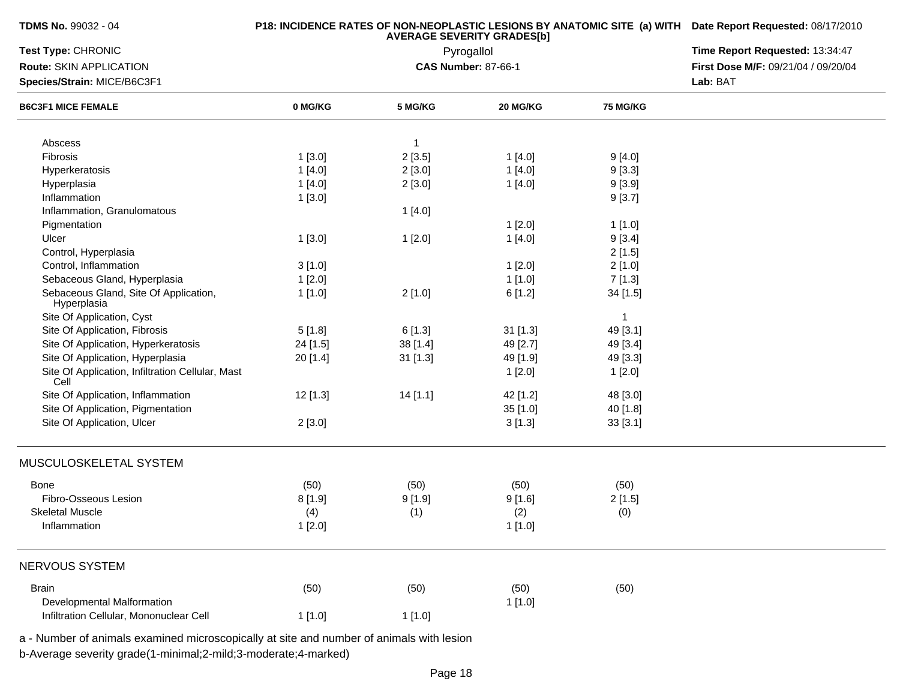**TDMS No.** 99032 - 04

**Test Type:** CHRONIC

**Route:** SKIN APPLICATION

**Species/Strain:** MICE/B6C3F1

**P18: INCIDENCE RATES OF NON-NEOPLASTIC LESIONS BY ANATOMIC SITE (a) WITH AVERAGE SEVERITY GRADES[b]**

Pyrogallol

**CAS Number:** 87-66-1

**Date Report Requested:** 08/17/2010

**Time Report Requested:** 13:34:47

**First Dose M/F:** 09/21/04 / 09/20/04

**Lab:** BAT

| B6C3F1 MICE FEMALE | 0 MG/KG | 5 MG/KG | 20 MG/KG | 75 MG/KG |
|---|---|---|---|---|
| Abscess | | 1 | | |
| Fibrosis | 1 [3.0] | 2 [3.5] | 1 [4.0] | 9 [4.0] |
| Hyperkeratosis | 1 [4.0] | 2 [3.0] | 1 [4.0] | 9 [3.3] |
| Hyperplasia | 1 [4.0] | 2 [3.0] | 1 [4.0] | 9 [3.9] |
| Inflammation | 1 [3.0] | | | 9 [3.7] |
| Inflammation, Granulomatous | | 1 [4.0] | | |
| Pigmentation | | | 1 [2.0] | 1 [1.0] |
| Ulcer | 1 [3.0] | 1 [2.0] | 1 [4.0] | 9 [3.4] |
| Control, Hyperplasia | | | | 2 [1.5] |
| Control, Inflammation | 3 [1.0] | | 1 [2.0] | 2 [1.0] |
| Sebaceous Gland, Hyperplasia | 1 [2.0] | | 1 [1.0] | 7 [1.3] |
| Sebaceous Gland, Site Of Application, Hyperplasia | 1 [1.0] | 2 [1.0] | 6 [1.2] | 34 [1.5] |
| Site Of Application, Cyst | | | | 1 |
| Site Of Application, Fibrosis | 5 [1.8] | 6 [1.3] | 31 [1.3] | 49 [3.1] |
| Site Of Application, Hyperkeratosis | 24 [1.5] | 38 [1.4] | 49 [2.7] | 49 [3.4] |
| Site Of Application, Hyperplasia | 20 [1.4] | 31 [1.3] | 49 [1.9] | 49 [3.3] |
| Site Of Application, Infiltration Cellular, Mast Cell | | | 1 [2.0] | 1 [2.0] |
| Site Of Application, Inflammation | 12 [1.3] | 14 [1.1] | 42 [1.2] | 48 [3.0] |
| Site Of Application, Pigmentation | | | 35 [1.0] | 40 [1.8] |
| Site Of Application, Ulcer | 2 [3.0] | | 3 [1.3] | 33 [3.1] |
| **MUSCULOSKELETAL SYSTEM** | | | | |
| Bone | (50) | (50) | (50) | (50) |
| Fibro-Osseous Lesion | 8 [1.9] | 9 [1.9] | 9 [1.6] | 2 [1.5] |
| Skeletal Muscle | (4) | (1) | (2) | (0) |
| Inflammation | 1 [2.0] | | 1 [1.0] | |
| **NERVOUS SYSTEM** | | | | |
| Brain | (50) | (50) | (50) | (50) |
| Developmental Malformation | | | 1 [1.0] | |
| Infiltration Cellular, Mononuclear Cell | 1 [1.0] | 1 [1.0] | | |

a - Number of animals examined microscopically at site and number of animals with lesion

b-Average severity grade(1-minimal;2-mild;3-moderate;4-marked)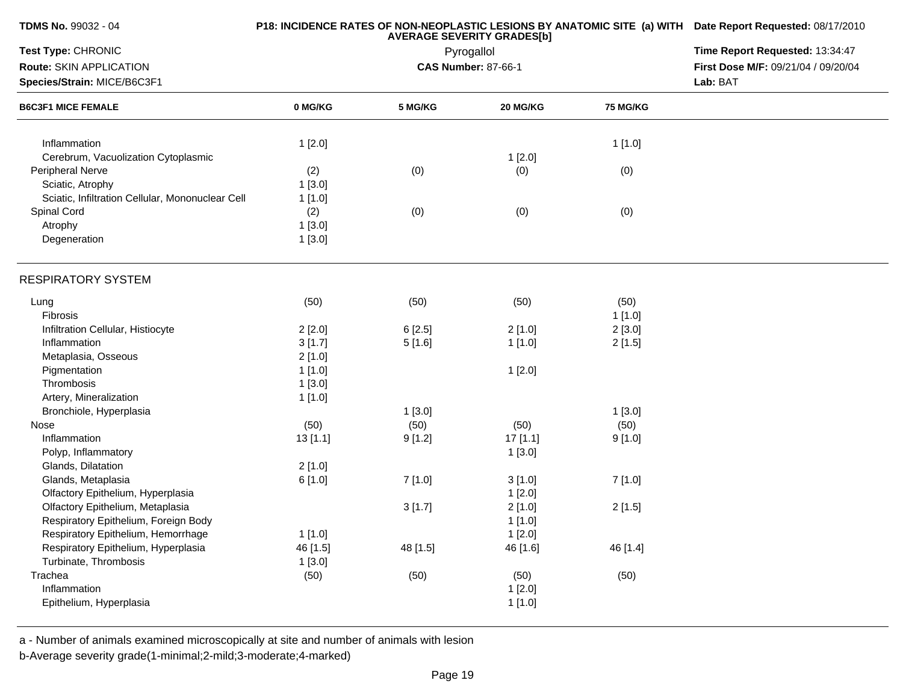**TDMS No.** 99032 - 04

**Test Type:** CHRONIC

**Route:** SKIN APPLICATION

**Species/Strain:** MICE/B6C3F1

**P18: INCIDENCE RATES OF NON-NEOPLASTIC LESIONS BY ANATOMIC SITE (a) WITH AVERAGE SEVERITY GRADES[b]**

Pyrogallol

**CAS Number:** 87-66-1

**Date Report Requested:** 08/17/2010

**Time Report Requested:** 13:34:47

**First Dose M/F:** 09/21/04 / 09/20/04

**Lab:** BAT

| B6C3F1 MICE FEMALE | 0 MG/KG | 5 MG/KG | 20 MG/KG | 75 MG/KG |
|---|---|---|---|---|
| Inflammation | 1 [2.0] | | | 1 [1.0] |
| Cerebrum, Vacuolization Cytoplasmic | | | 1 [2.0] | |
| Peripheral Nerve | (2) | (0) | (0) | (0) |
| Sciatic, Atrophy | 1 [3.0] | | | |
| Sciatic, Infiltration Cellular, Mononuclear Cell | 1 [1.0] | | | |
| Spinal Cord | (2) | (0) | (0) | (0) |
| Atrophy | 1 [3.0] | | | |
| Degeneration | 1 [3.0] | | | |
| **RESPIRATORY SYSTEM** | | | | |
| Lung | (50) | (50) | (50) | (50) |
| Fibrosis | | | | 1 [1.0] |
| Infiltration Cellular, Histiocyte | 2 [2.0] | 6 [2.5] | 2 [1.0] | 2 [3.0] |
| Inflammation | 3 [1.7] | 5 [1.6] | 1 [1.0] | 2 [1.5] |
| Metaplasia, Osseous | 2 [1.0] | | | |
| Pigmentation | 1 [1.0] | | 1 [2.0] | |
| Thrombosis | 1 [3.0] | | | |
| Artery, Mineralization | 1 [1.0] | | | |
| Bronchiole, Hyperplasia | | 1 [3.0] | | 1 [3.0] |
| Nose | (50) | (50) | (50) | (50) |
| Inflammation | 13 [1.1] | 9 [1.2] | 17 [1.1] | 9 [1.0] |
| Polyp, Inflammatory | | | 1 [3.0] | |
| Glands, Dilatation | 2 [1.0] | | | |
| Glands, Metaplasia | 6 [1.0] | 7 [1.0] | 3 [1.0] | 7 [1.0] |
| Olfactory Epithelium, Hyperplasia | | | 1 [2.0] | |
| Olfactory Epithelium, Metaplasia | | 3 [1.7] | 2 [1.0] | 2 [1.5] |
| Respiratory Epithelium, Foreign Body | | | 1 [1.0] | |
| Respiratory Epithelium, Hemorrhage | 1 [1.0] | | 1 [2.0] | |
| Respiratory Epithelium, Hyperplasia | 46 [1.5] | 48 [1.5] | 46 [1.6] | 46 [1.4] |
| Turbinate, Thrombosis | 1 [3.0] | | | |
| Trachea | (50) | (50) | (50) | (50) |
| Inflammation | | | 1 [2.0] | |
| Epithelium, Hyperplasia | | | 1 [1.0] | |

a - Number of animals examined microscopically at site and number of animals with lesion

b-Average severity grade(1-minimal;2-mild;3-moderate;4-marked)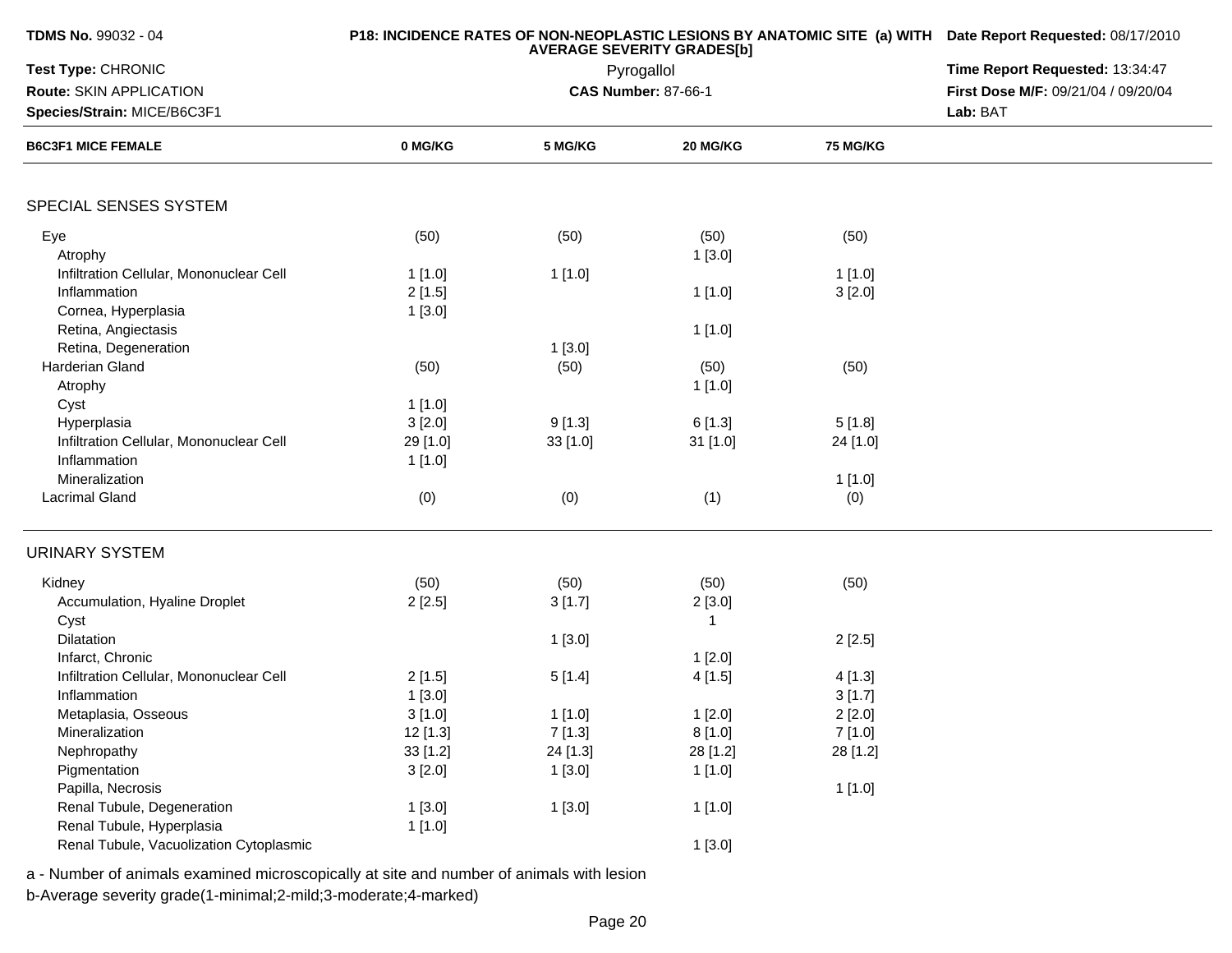| TDMS No. 99032 - 04 | P18: INCIDENCE RATES OF NON-NEOPLASTIC LESIONS BY ANATOMIC SITE (a) WITH AVERAGE SEVERITY GRADES[b] | Date Report Requested: 08/17/2010 |
|---|---|---|
| Test Type: CHRONIC | Pyrogallol | Time Report Requested: 13:34:47 |
| Route: SKIN APPLICATION | CAS Number: 87-66-1 | First Dose M/F: 09/21/04 / 09/20/04 |
| Species/Strain: MICE/B6C3F1 | | Lab: BAT |

| B6C3F1 MICE FEMALE | 0 MG/KG | 5 MG/KG | 20 MG/KG | 75 MG/KG |
|---|---|---|---|---|
| **SPECIAL SENSES SYSTEM** | | | | |
| Eye | (50) | (50) | (50) | (50) |
| Atrophy | | | 1 [3.0] | |
| Infiltration Cellular, Mononuclear Cell | 1 [1.0] | 1 [1.0] | | 1 [1.0] |
| Inflammation | 2 [1.5] | | 1 [1.0] | 3 [2.0] |
| Cornea, Hyperplasia | 1 [3.0] | | | |
| Retina, Angiectasis | | | 1 [1.0] | |
| Retina, Degeneration | | 1 [3.0] | | |
| Harderian Gland | (50) | (50) | (50) | (50) |
| Atrophy | | | 1 [1.0] | |
| Cyst | 1 [1.0] | | | |
| Hyperplasia | 3 [2.0] | 9 [1.3] | 6 [1.3] | 5 [1.8] |
| Infiltration Cellular, Mononuclear Cell | 29 [1.0] | 33 [1.0] | 31 [1.0] | 24 [1.0] |
| Inflammation | 1 [1.0] | | | |
| Mineralization | | | | 1 [1.0] |
| Lacrimal Gland | (0) | (0) | (1) | (0) |
| **URINARY SYSTEM** | | | | |
| Kidney | (50) | (50) | (50) | (50) |
| Accumulation, Hyaline Droplet | 2 [2.5] | 3 [1.7] | 2 [3.0] | |
| Cyst | | | 1 | |
| Dilatation | | 1 [3.0] | | 2 [2.5] |
| Infarct, Chronic | | | 1 [2.0] | |
| Infiltration Cellular, Mononuclear Cell | 2 [1.5] | 5 [1.4] | 4 [1.5] | 4 [1.3] |
| Inflammation | 1 [3.0] | | | 3 [1.7] |
| Metaplasia, Osseous | 3 [1.0] | 1 [1.0] | 1 [2.0] | 2 [2.0] |
| Mineralization | 12 [1.3] | 7 [1.3] | 8 [1.0] | 7 [1.0] |
| Nephropathy | 33 [1.2] | 24 [1.3] | 28 [1.2] | 28 [1.2] |
| Pigmentation | 3 [2.0] | 1 [3.0] | 1 [1.0] | |
| Papilla, Necrosis | | | | 1 [1.0] |
| Renal Tubule, Degeneration | 1 [3.0] | 1 [3.0] | 1 [1.0] | |
| Renal Tubule, Hyperplasia | 1 [1.0] | | | |
| Renal Tubule, Vacuolization Cytoplasmic | | | 1 [3.0] | |

a - Number of animals examined microscopically at site and number of animals with lesion
b-Average severity grade(1-minimal;2-mild;3-moderate;4-marked)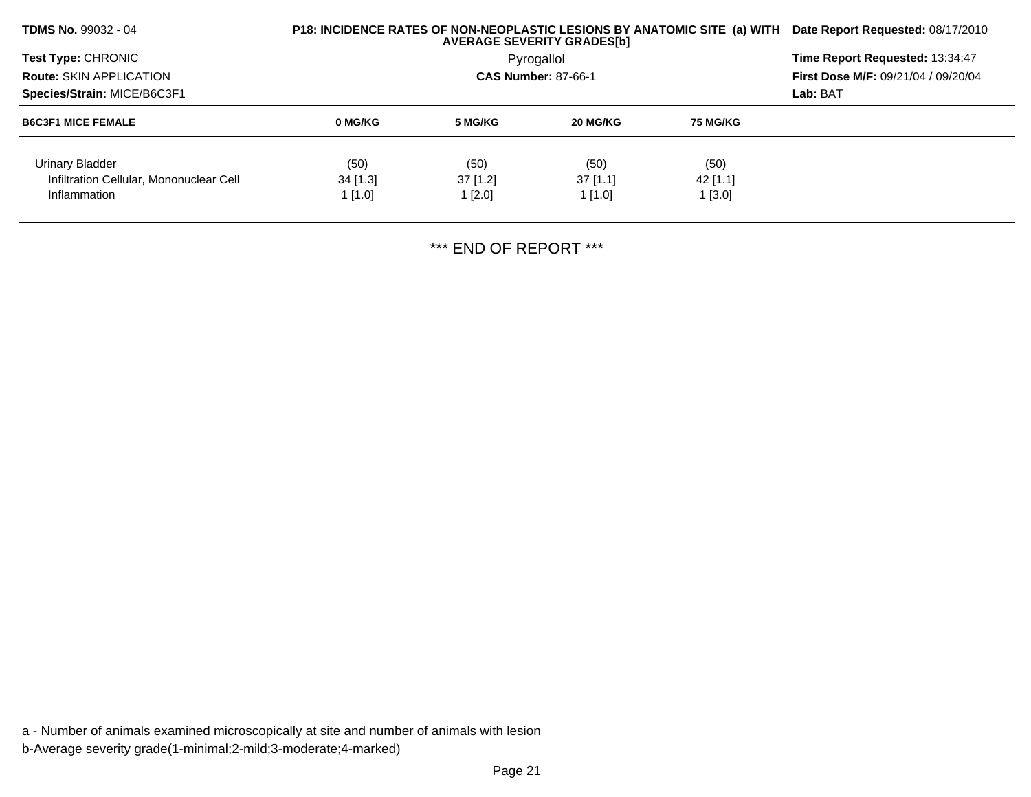**TDMS No.** 99032 - 04

**Test Type:** CHRONIC

**Route:** SKIN APPLICATION

**Species/Strain:** MICE/B6C3F1

**P18: INCIDENCE RATES OF NON-NEOPLASTIC LESIONS BY ANATOMIC SITE (a) WITH AVERAGE SEVERITY GRADES[b]**

Pyrogallol

**CAS Number:** 87-66-1

**Date Report Requested:** 08/17/2010

**Time Report Requested:** 13:34:47

**First Dose M/F:** 09/21/04 / 09/20/04

**Lab:** BAT

| B6C3F1 MICE FEMALE | 0 MG/KG | 5 MG/KG | 20 MG/KG | 75 MG/KG |
|---|---|---|---|---|
| Urinary Bladder | (50) | (50) | (50) | (50) |
| Infiltration Cellular, Mononuclear Cell | 34 [1.3] | 37 [1.2] | 37 [1.1] | 42 [1.1] |
| Inflammation | 1 [1.0] | 1 [2.0] | 1 [1.0] | 1 [3.0] |

*** END OF REPORT ***

a - Number of animals examined microscopically at site and number of animals with lesion

b-Average severity grade(1-minimal;2-mild;3-moderate;4-marked)